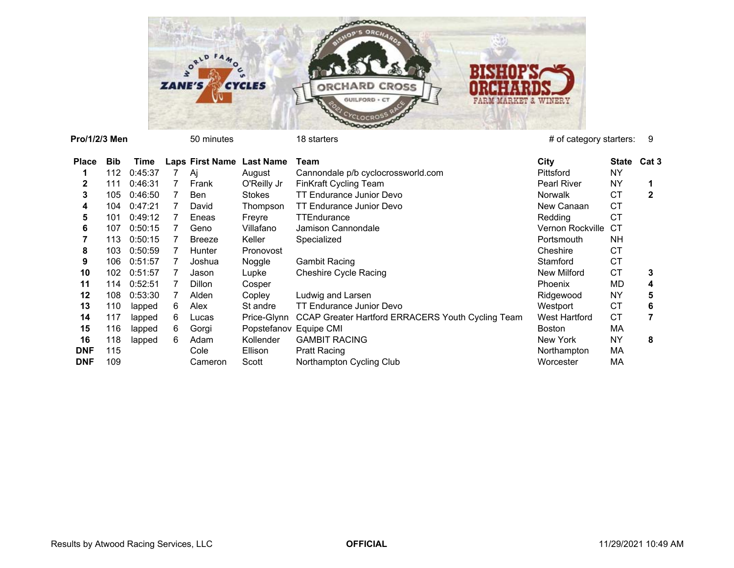**Pro/1/2/3 Men** 50 minutes 18 starters # of category starters: 9

| Place | Bib | Time | Laps | First Name | Last Name | Team | City | State | Cat 3 |
|---|---|---|---|---|---|---|---|---|---|
| 1 | 112 | 0:45:37 | 7 | Aj | August | Cannondale p/b cyclocrossworld.com | Pittsford | NY | |
| 2 | 111 | 0:46:31 | 7 | Frank | O'Reilly Jr | FinKraft Cycling Team | Pearl River | NY | 1 |
| 3 | 105 | 0:46:50 | 7 | Ben | Stokes | TT Endurance Junior Devo | Norwalk | CT | 2 |
| 4 | 104 | 0:47:21 | 7 | David | Thompson | TT Endurance Junior Devo | New Canaan | CT | |
| 5 | 101 | 0:49:12 | 7 | Eneas | Freyre | TTEndurance | Redding | CT | |
| 6 | 107 | 0:50:15 | 7 | Geno | Villafano | Jamison Cannondale | Vernon Rockville | CT | |
| 7 | 113 | 0:50:15 | 7 | Breeze | Keller | Specialized | Portsmouth | NH | |
| 8 | 103 | 0:50:59 | 7 | Hunter | Pronovost | | Cheshire | CT | |
| 9 | 106 | 0:51:57 | 7 | Joshua | Noggle | Gambit Racing | Stamford | CT | |
| 10 | 102 | 0:51:57 | 7 | Jason | Lupke | Cheshire Cycle Racing | New Milford | CT | 3 |
| 11 | 114 | 0:52:51 | 7 | Dillon | Cosper | | Phoenix | MD | 4 |
| 12 | 108 | 0:53:30 | 7 | Alden | Copley | Ludwig and Larsen | Ridgewood | NY | 5 |
| 13 | 110 | lapped | 6 | Alex | St andre | TT Endurance Junior Devo | Westport | CT | 6 |
| 14 | 117 | lapped | 6 | Lucas | Price-Glynn | CCAP Greater Hartford ERRACERS Youth Cycling Team | West Hartford | CT | 7 |
| 15 | 116 | lapped | 6 | Gorgi | Popstefanov | Equipe CMI | Boston | MA | |
| 16 | 118 | lapped | 6 | Adam | Kollender | GAMBIT RACING | New York | NY | 8 |
| DNF | 115 | | | Cole | Ellison | Pratt Racing | Northampton | MA | |
| DNF | 109 | | | Cameron | Scott | Northampton Cycling Club | Worcester | MA | |

Results by Atwood Racing Services, LLC **OFFICIAL** 11/29/2021 10:49 AM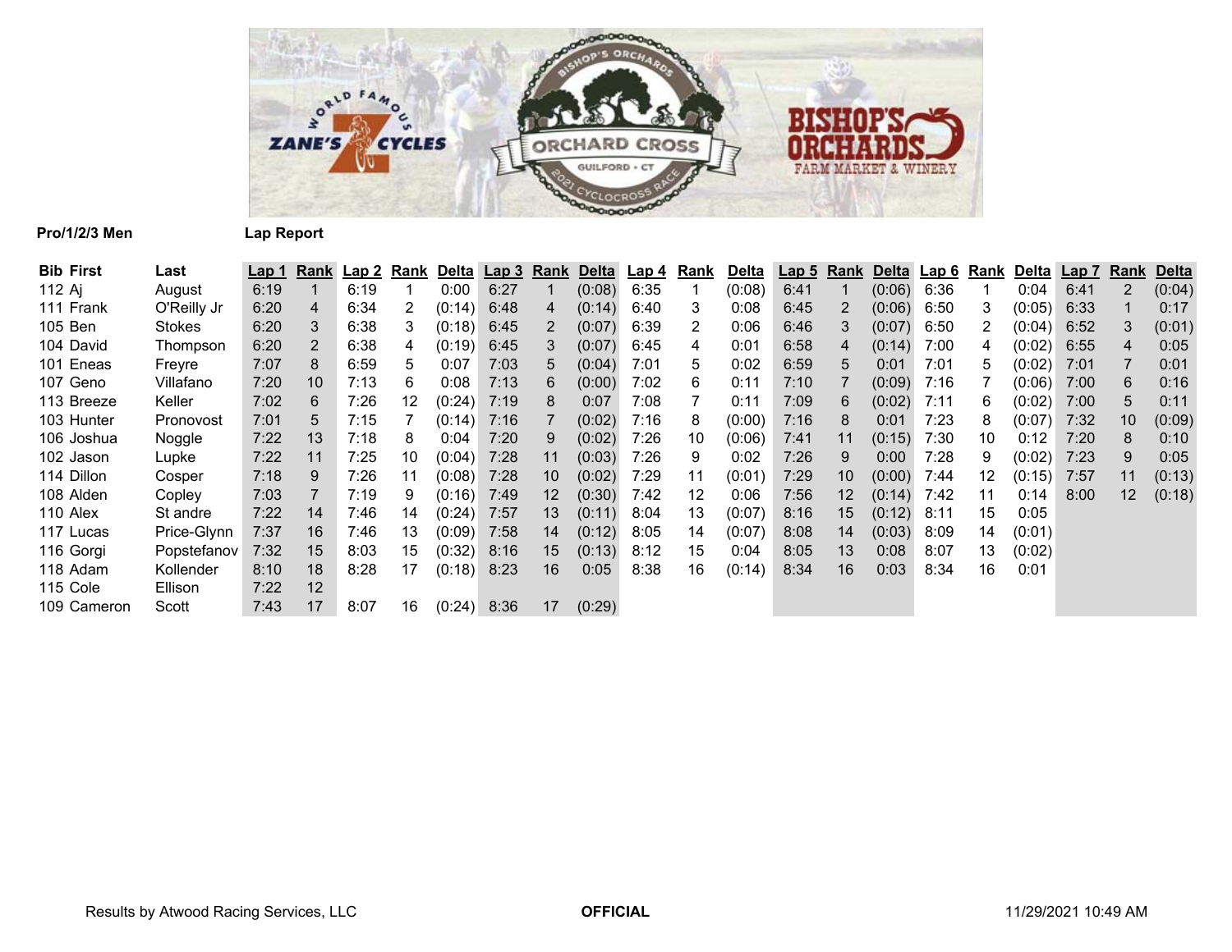Pro/1/2/3 Men

Lap Report

| Bib | First | Last | Lap 1 | Rank | Lap 2 | Rank | Delta | Lap 3 | Rank | Delta | Lap 4 | Rank | Delta | Lap 5 | Rank | Delta | Lap 6 | Rank | Delta | Lap 7 | Rank | Delta |
|---|---|---|---|---|---|---|---|---|---|---|---|---|---|---|---|---|---|---|---|---|---|---|
| 112 | Aj | August | 6:19 | 1 | 6:19 | 1 | 0:00 | 6:27 | 1 | (0:08) | 6:35 | 1 | (0:08) | 6:41 | 1 | (0:06) | 6:36 | 1 | 0:04 | 6:41 | 2 | (0:04) |
| 111 | Frank | O'Reilly Jr | 6:20 | 4 | 6:34 | 2 | (0:14) | 6:48 | 4 | (0:14) | 6:40 | 3 | 0:08 | 6:45 | 2 | (0:06) | 6:50 | 3 | (0:05) | 6:33 | 1 | 0:17 |
| 105 | Ben | Stokes | 6:20 | 3 | 6:38 | 3 | (0:18) | 6:45 | 2 | (0:07) | 6:39 | 2 | 0:06 | 6:46 | 3 | (0:07) | 6:50 | 2 | (0:04) | 6:52 | 3 | (0:01) |
| 104 | David | Thompson | 6:20 | 2 | 6:38 | 4 | (0:19) | 6:45 | 3 | (0:07) | 6:45 | 4 | 0:01 | 6:58 | 4 | (0:14) | 7:00 | 4 | (0:02) | 6:55 | 4 | 0:05 |
| 101 | Eneas | Freyre | 7:07 | 8 | 6:59 | 5 | 0:07 | 7:03 | 5 | (0:04) | 7:01 | 5 | 0:02 | 6:59 | 5 | 0:01 | 7:01 | 5 | (0:02) | 7:01 | 7 | 0:01 |
| 107 | Geno | Villafano | 7:20 | 10 | 7:13 | 6 | 0:08 | 7:13 | 6 | (0:00) | 7:02 | 6 | 0:11 | 7:10 | 7 | (0:09) | 7:16 | 7 | (0:06) | 7:00 | 6 | 0:16 |
| 113 | Breeze | Keller | 7:02 | 6 | 7:26 | 12 | (0:24) | 7:19 | 8 | 0:07 | 7:08 | 7 | 0:11 | 7:09 | 6 | (0:02) | 7:11 | 6 | (0:02) | 7:00 | 5 | 0:11 |
| 103 | Hunter | Pronovost | 7:01 | 5 | 7:15 | 7 | (0:14) | 7:16 | 7 | (0:02) | 7:16 | 8 | (0:00) | 7:16 | 8 | 0:01 | 7:23 | 8 | (0:07) | 7:32 | 10 | (0:09) |
| 106 | Joshua | Noggle | 7:22 | 13 | 7:18 | 8 | 0:04 | 7:20 | 9 | (0:02) | 7:26 | 10 | (0:06) | 7:41 | 11 | (0:15) | 7:30 | 10 | 0:12 | 7:20 | 8 | 0:10 |
| 102 | Jason | Lupke | 7:22 | 11 | 7:25 | 10 | (0:04) | 7:28 | 11 | (0:03) | 7:26 | 9 | 0:02 | 7:26 | 9 | 0:00 | 7:28 | 9 | (0:02) | 7:23 | 9 | 0:05 |
| 114 | Dillon | Cosper | 7:18 | 9 | 7:26 | 11 | (0:08) | 7:28 | 10 | (0:02) | 7:29 | 11 | (0:01) | 7:29 | 10 | (0:00) | 7:44 | 12 | (0:15) | 7:57 | 11 | (0:13) |
| 108 | Alden | Copley | 7:03 | 7 | 7:19 | 9 | (0:16) | 7:49 | 12 | (0:30) | 7:42 | 12 | 0:06 | 7:56 | 12 | (0:14) | 7:42 | 11 | 0:14 | 8:00 | 12 | (0:18) |
| 110 | Alex | St andre | 7:22 | 14 | 7:46 | 14 | (0:24) | 7:57 | 13 | (0:11) | 8:04 | 13 | (0:07) | 8:16 | 15 | (0:12) | 8:11 | 15 | 0:05 | | | |
| 117 | Lucas | Price-Glynn | 7:37 | 16 | 7:46 | 13 | (0:09) | 7:58 | 14 | (0:12) | 8:05 | 14 | (0:07) | 8:08 | 14 | (0:03) | 8:09 | 14 | (0:01) | | | |
| 116 | Gorgi | Popstefanov | 7:32 | 15 | 8:03 | 15 | (0:32) | 8:16 | 15 | (0:13) | 8:12 | 15 | 0:04 | 8:05 | 13 | 0:08 | 8:07 | 13 | (0:02) | | | |
| 118 | Adam | Kollender | 8:10 | 18 | 8:28 | 17 | (0:18) | 8:23 | 16 | 0:05 | 8:38 | 16 | (0:14) | 8:34 | 16 | 0:03 | 8:34 | 16 | 0:01 | | | |
| 115 | Cole | Ellison | 7:22 | 12 | | | | | | | | | | | | | | | | | | |
| 109 | Cameron | Scott | 7:43 | 17 | 8:07 | 16 | (0:24) | 8:36 | 17 | (0:29) | | | | | | | | | | | | |

Results by Atwood Racing Services, LLC

**OFFICIAL**

11/29/2021 10:49 AM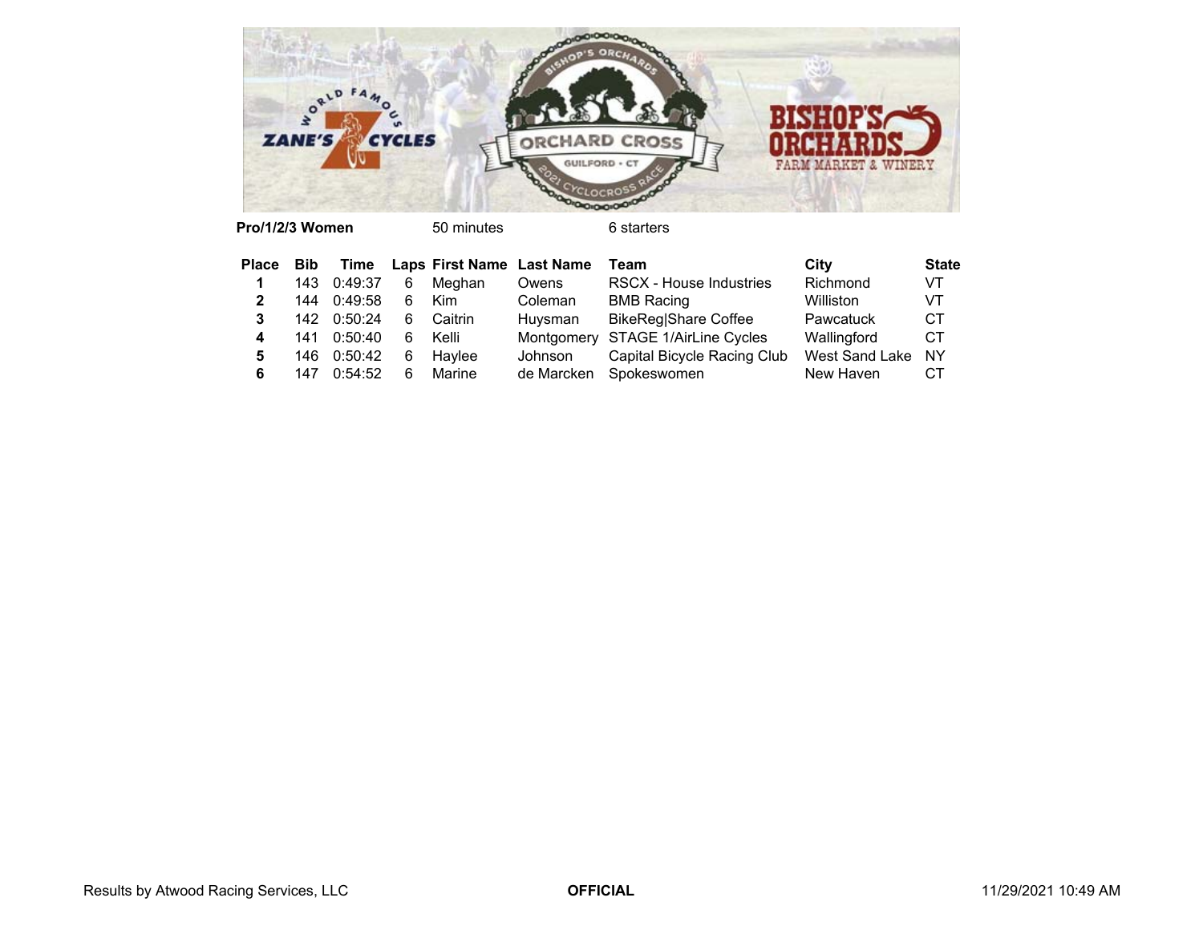**Pro/1/2/3 Women** 50 minutes 6 starters

| Place | Bib | Time | Laps | First Name | Last Name | Team | City | State |
|---|---|---|---|---|---|---|---|---|
| 1 | 143 | 0:49:37 | 6 | Meghan | Owens | RSCX - House Industries | Richmond | VT |
| 2 | 144 | 0:49:58 | 6 | Kim | Coleman | BMB Racing | Williston | VT |
| 3 | 142 | 0:50:24 | 6 | Caitrin | Huysman | BikeReg|Share Coffee | Pawcatuck | CT |
| 4 | 141 | 0:50:40 | 6 | Kelli | Montgomery | STAGE 1/AirLine Cycles | Wallingford | CT |
| 5 | 146 | 0:50:42 | 6 | Haylee | Johnson | Capital Bicycle Racing Club | West Sand Lake | NY |
| 6 | 147 | 0:54:52 | 6 | Marine | de Marcken | Spokeswomen | New Haven | CT |

Results by Atwood Racing Services, LLC **OFFICIAL** 11/29/2021 10:49 AM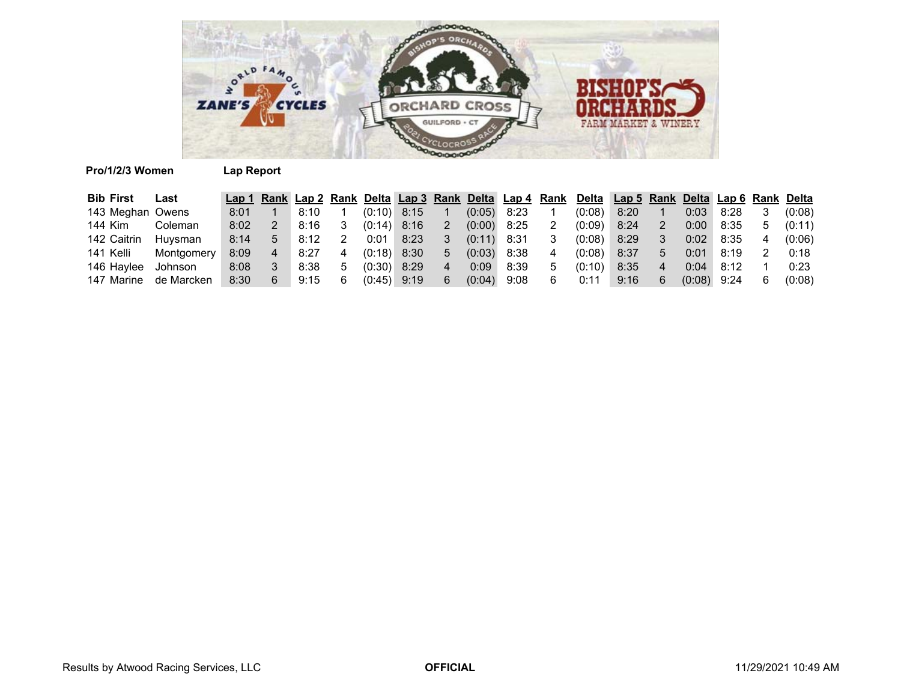**Pro/1/2/3 Women** **Lap Report**

| Bib | First | Last | Lap 1 | Rank | Lap 2 | Rank | Delta | Lap 3 | Rank | Delta | Lap 4 | Rank | Delta | Lap 5 | Rank | Delta | Lap 6 | Rank | Delta |
|---|---|---|---|---|---|---|---|---|---|---|---|---|---|---|---|---|---|---|---|
| 143 | Meghan | Owens | 8:01 | 1 | 8:10 | 1 | (0:10) | 8:15 | 1 | (0:05) | 8:23 | 1 | (0:08) | 8:20 | 1 | 0:03 | 8:28 | 3 | (0:08) |
| 144 | Kim | Coleman | 8:02 | 2 | 8:16 | 3 | (0:14) | 8:16 | 2 | (0:00) | 8:25 | 2 | (0:09) | 8:24 | 2 | 0:00 | 8:35 | 5 | (0:11) |
| 142 | Caitrin | Huysman | 8:14 | 5 | 8:12 | 2 | 0:01 | 8:23 | 3 | (0:11) | 8:31 | 3 | (0:08) | 8:29 | 3 | 0:02 | 8:35 | 4 | (0:06) |
| 141 | Kelli | Montgomery | 8:09 | 4 | 8:27 | 4 | (0:18) | 8:30 | 5 | (0:03) | 8:38 | 4 | (0:08) | 8:37 | 5 | 0:01 | 8:19 | 2 | 0:18 |
| 146 | Haylee | Johnson | 8:08 | 3 | 8:38 | 5 | (0:30) | 8:29 | 4 | 0:09 | 8:39 | 5 | (0:10) | 8:35 | 4 | 0:04 | 8:12 | 1 | 0:23 |
| 147 | Marine | de Marcken | 8:30 | 6 | 9:15 | 6 | (0:45) | 9:19 | 6 | (0:04) | 9:08 | 6 | 0:11 | 9:16 | 6 | (0:08) | 9:24 | 6 | (0:08) |

Results by Atwood Racing Services, LLC **OFFICIAL** 11/29/2021 10:49 AM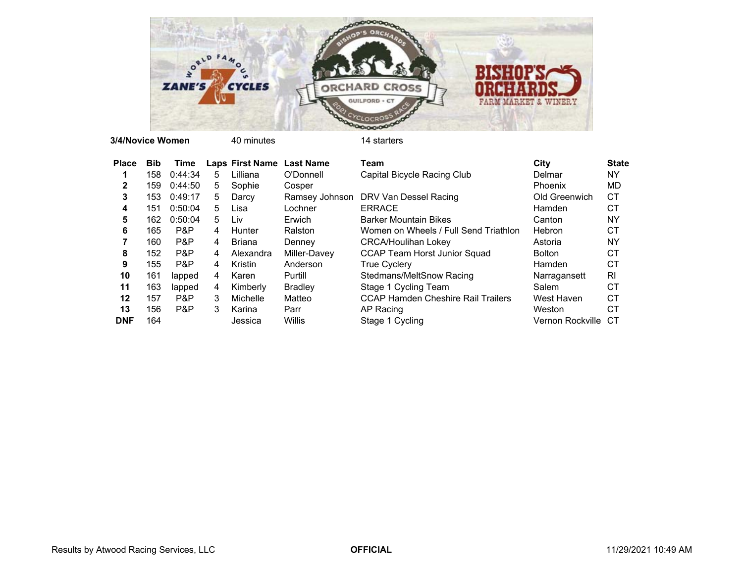**3/4/Novice Women** 40 minutes 14 starters

| Place | Bib | Time | Laps | First Name | Last Name | Team | City | State |
|---|---|---|---|---|---|---|---|---|
| 1 | 158 | 0:44:34 | 5 | Lilliana | O'Donnell | Capital Bicycle Racing Club | Delmar | NY |
| 2 | 159 | 0:44:50 | 5 | Sophie | Cosper | | Phoenix | MD |
| 3 | 153 | 0:49:17 | 5 | Darcy | Ramsey Johnson | DRV Van Dessel Racing | Old Greenwich | CT |
| 4 | 151 | 0:50:04 | 5 | Lisa | Lochner | ERRACE | Hamden | CT |
| 5 | 162 | 0:50:04 | 5 | Liv | Erwich | Barker Mountain Bikes | Canton | NY |
| 6 | 165 | P&P | 4 | Hunter | Ralston | Women on Wheels / Full Send Triathlon | Hebron | CT |
| 7 | 160 | P&P | 4 | Briana | Denney | CRCA/Houlihan Lokey | Astoria | NY |
| 8 | 152 | P&P | 4 | Alexandra | Miller-Davey | CCAP Team Horst Junior Squad | Bolton | CT |
| 9 | 155 | P&P | 4 | Kristin | Anderson | True Cyclery | Hamden | CT |
| 10 | 161 | lapped | 4 | Karen | Purtill | Stedmans/MeltSnow Racing | Narragansett | RI |
| 11 | 163 | lapped | 4 | Kimberly | Bradley | Stage 1 Cycling Team | Salem | CT |
| 12 | 157 | P&P | 3 | Michelle | Matteo | CCAP Hamden Cheshire Rail Trailers | West Haven | CT |
| 13 | 156 | P&P | 3 | Karina | Parr | AP Racing | Weston | CT |
| DNF | 164 | | | Jessica | Willis | Stage 1 Cycling | Vernon Rockville | CT |

Results by Atwood Racing Services, LLC **OFFICIAL** 11/29/2021 10:49 AM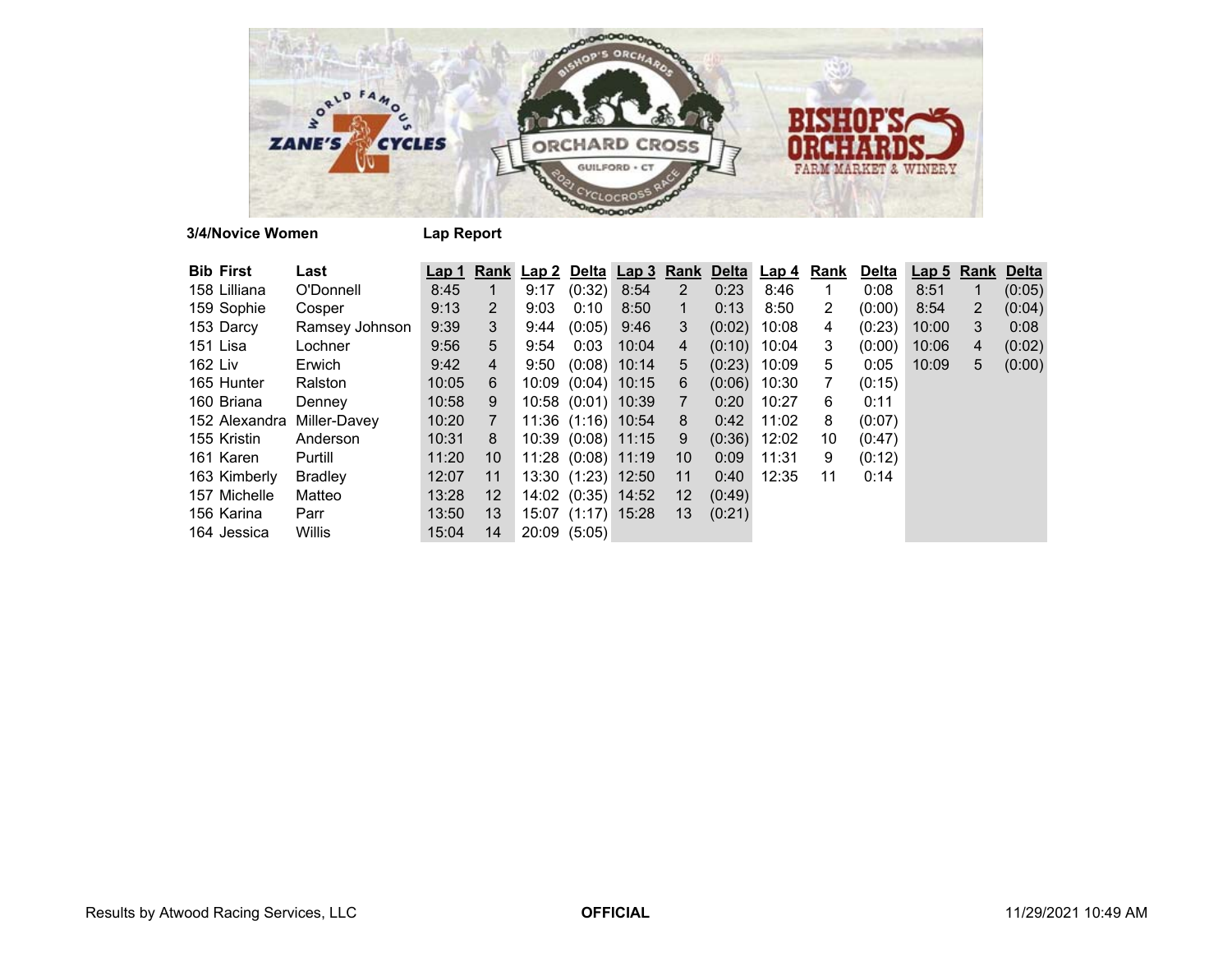**3/4/Novice Women** **Lap Report**

| Bib | First | Last | Lap 1 | Rank | Lap 2 | Delta | Lap 3 | Rank | Delta | Lap 4 | Rank | Delta | Lap 5 | Rank | Delta |
|---|---|---|---|---|---|---|---|---|---|---|---|---|---|---|---|
| 158 | Lilliana | O'Donnell | 8:45 | 1 | 9:17 | (0:32) | 8:54 | 2 | 0:23 | 8:46 | 1 | 0:08 | 8:51 | 1 | (0:05) |
| 159 | Sophie | Cosper | 9:13 | 2 | 9:03 | 0:10 | 8:50 | 1 | 0:13 | 8:50 | 2 | (0:00) | 8:54 | 2 | (0:04) |
| 153 | Darcy | Ramsey Johnson | 9:39 | 3 | 9:44 | (0:05) | 9:46 | 3 | (0:02) | 10:08 | 4 | (0:23) | 10:00 | 3 | 0:08 |
| 151 | Lisa | Lochner | 9:56 | 5 | 9:54 | 0:03 | 10:04 | 4 | (0:10) | 10:04 | 3 | (0:00) | 10:06 | 4 | (0:02) |
| 162 | Liv | Erwich | 9:42 | 4 | 9:50 | (0:08) | 10:14 | 5 | (0:23) | 10:09 | 5 | 0:05 | 10:09 | 5 | (0:00) |
| 165 | Hunter | Ralston | 10:05 | 6 | 10:09 | (0:04) | 10:15 | 6 | (0:06) | 10:30 | 7 | (0:15) | | | |
| 160 | Briana | Denney | 10:58 | 9 | 10:58 | (0:01) | 10:39 | 7 | 0:20 | 10:27 | 6 | 0:11 | | | |
| 152 | Alexandra | Miller-Davey | 10:20 | 7 | 11:36 | (1:16) | 10:54 | 8 | 0:42 | 11:02 | 8 | (0:07) | | | |
| 155 | Kristin | Anderson | 10:31 | 8 | 10:39 | (0:08) | 11:15 | 9 | (0:36) | 12:02 | 10 | (0:47) | | | |
| 161 | Karen | Purtill | 11:20 | 10 | 11:28 | (0:08) | 11:19 | 10 | 0:09 | 11:31 | 9 | (0:12) | | | |
| 163 | Kimberly | Bradley | 12:07 | 11 | 13:30 | (1:23) | 12:50 | 11 | 0:40 | 12:35 | 11 | 0:14 | | | |
| 157 | Michelle | Matteo | 13:28 | 12 | 14:02 | (0:35) | 14:52 | 12 | (0:49) | | | | | | |
| 156 | Karina | Parr | 13:50 | 13 | 15:07 | (1:17) | 15:28 | 13 | (0:21) | | | | | | |
| 164 | Jessica | Willis | 15:04 | 14 | 20:09 | (5:05) | | | | | | | | | |

Results by Atwood Racing Services, LLC **OFFICIAL** 11/29/2021 10:49 AM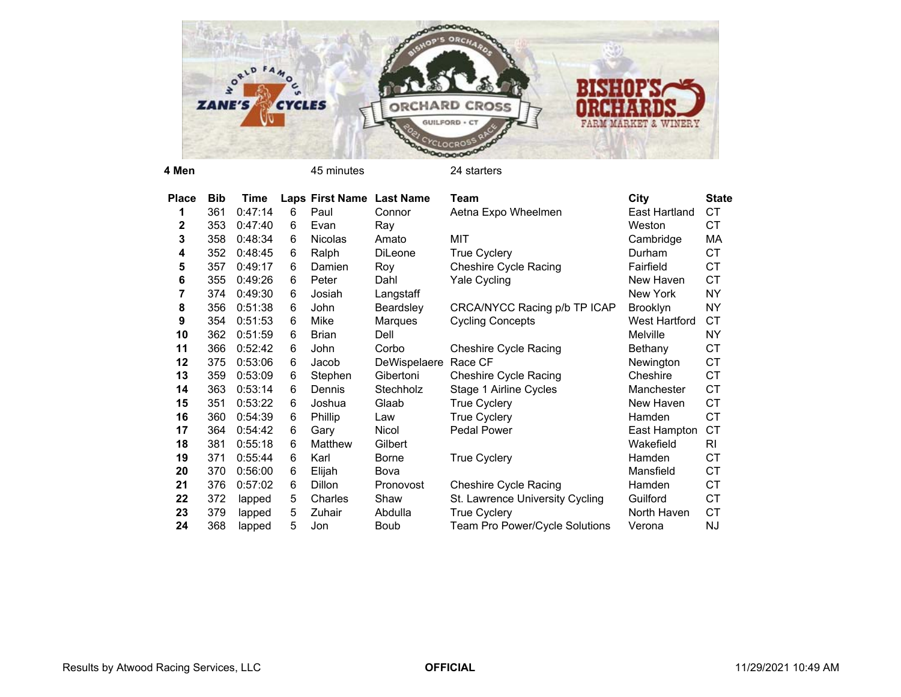**4 Men** 45 minutes 24 starters

| Place | Bib | Time | Laps | First Name | Last Name | Team | City | State |
|---|---|---|---|---|---|---|---|---|
| **1** | 361 | 0:47:14 | 6 | Paul | Connor | Aetna Expo Wheelmen | East Hartland | CT |
| **2** | 353 | 0:47:40 | 6 | Evan | Ray | | Weston | CT |
| **3** | 358 | 0:48:34 | 6 | Nicolas | Amato | MIT | Cambridge | MA |
| **4** | 352 | 0:48:45 | 6 | Ralph | DiLeone | True Cyclery | Durham | CT |
| **5** | 357 | 0:49:17 | 6 | Damien | Roy | Cheshire Cycle Racing | Fairfield | CT |
| **6** | 355 | 0:49:26 | 6 | Peter | Dahl | Yale Cycling | New Haven | CT |
| **7** | 374 | 0:49:30 | 6 | Josiah | Langstaff | | New York | NY |
| **8** | 356 | 0:51:38 | 6 | John | Beardsley | CRCA/NYCC Racing p/b TP ICAP | Brooklyn | NY |
| **9** | 354 | 0:51:53 | 6 | Mike | Marques | Cycling Concepts | West Hartford | CT |
| **10** | 362 | 0:51:59 | 6 | Brian | Dell | | Melville | NY |
| **11** | 366 | 0:52:42 | 6 | John | Corbo | Cheshire Cycle Racing | Bethany | CT |
| **12** | 375 | 0:53:06 | 6 | Jacob | DeWispelaere | Race CF | Newington | CT |
| **13** | 359 | 0:53:09 | 6 | Stephen | Gibertoni | Cheshire Cycle Racing | Cheshire | CT |
| **14** | 363 | 0:53:14 | 6 | Dennis | Stechholz | Stage 1 Airline Cycles | Manchester | CT |
| **15** | 351 | 0:53:22 | 6 | Joshua | Glaab | True Cyclery | New Haven | CT |
| **16** | 360 | 0:54:39 | 6 | Phillip | Law | True Cyclery | Hamden | CT |
| **17** | 364 | 0:54:42 | 6 | Gary | Nicol | Pedal Power | East Hampton | CT |
| **18** | 381 | 0:55:18 | 6 | Matthew | Gilbert | | Wakefield | RI |
| **19** | 371 | 0:55:44 | 6 | Karl | Borne | True Cyclery | Hamden | CT |
| **20** | 370 | 0:56:00 | 6 | Elijah | Bova | | Mansfield | CT |
| **21** | 376 | 0:57:02 | 6 | Dillon | Pronovost | Cheshire Cycle Racing | Hamden | CT |
| **22** | 372 | lapped | 5 | Charles | Shaw | St. Lawrence University Cycling | Guilford | CT |
| **23** | 379 | lapped | 5 | Zuhair | Abdulla | True Cyclery | North Haven | CT |
| **24** | 368 | lapped | 5 | Jon | Boub | Team Pro Power/Cycle Solutions | Verona | NJ |

Results by Atwood Racing Services, LLC **OFFICIAL** 11/29/2021 10:49 AM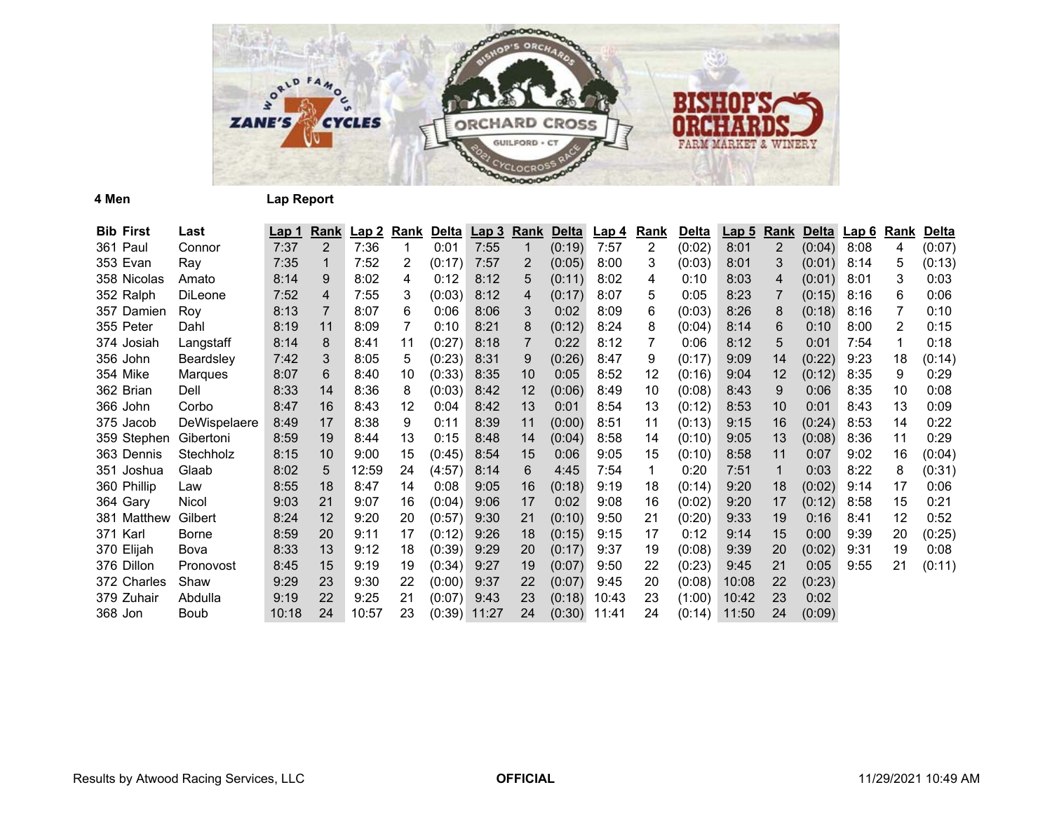**4 Men** **Lap Report**

| Bib | First | Last | Lap 1 | Rank | Lap 2 | Rank | Delta | Lap 3 | Rank | Delta | Lap 4 | Rank | Delta | Lap 5 | Rank | Delta | Lap 6 | Rank | Delta |
|---|---|---|---|---|---|---|---|---|---|---|---|---|---|---|---|---|---|---|---|
| 361 | Paul | Connor | 7:37 | 2 | 7:36 | 1 | 0:01 | 7:55 | 1 | (0:19) | 7:57 | 2 | (0:02) | 8:01 | 2 | (0:04) | 8:08 | 4 | (0:07) |
| 353 | Evan | Ray | 7:35 | 1 | 7:52 | 2 | (0:17) | 7:57 | 2 | (0:05) | 8:00 | 3 | (0:03) | 8:01 | 3 | (0:01) | 8:14 | 5 | (0:13) |
| 358 | Nicolas | Amato | 8:14 | 9 | 8:02 | 4 | 0:12 | 8:12 | 5 | (0:11) | 8:02 | 4 | 0:10 | 8:03 | 4 | (0:01) | 8:01 | 3 | 0:03 |
| 352 | Ralph | DiLeone | 7:52 | 4 | 7:55 | 3 | (0:03) | 8:12 | 4 | (0:17) | 8:07 | 5 | 0:05 | 8:23 | 7 | (0:15) | 8:16 | 6 | 0:06 |
| 357 | Damien | Roy | 8:13 | 7 | 8:07 | 6 | 0:06 | 8:06 | 3 | 0:02 | 8:09 | 6 | (0:03) | 8:26 | 8 | (0:18) | 8:16 | 7 | 0:10 |
| 355 | Peter | Dahl | 8:19 | 11 | 8:09 | 7 | 0:10 | 8:21 | 8 | (0:12) | 8:24 | 8 | (0:04) | 8:14 | 6 | 0:10 | 8:00 | 2 | 0:15 |
| 374 | Josiah | Langstaff | 8:14 | 8 | 8:41 | 11 | (0:27) | 8:18 | 7 | 0:22 | 8:12 | 7 | 0:06 | 8:12 | 5 | 0:01 | 7:54 | 1 | 0:18 |
| 356 | John | Beardsley | 7:42 | 3 | 8:05 | 5 | (0:23) | 8:31 | 9 | (0:26) | 8:47 | 9 | (0:17) | 9:09 | 14 | (0:22) | 9:23 | 18 | (0:14) |
| 354 | Mike | Marques | 8:07 | 6 | 8:40 | 10 | (0:33) | 8:35 | 10 | 0:05 | 8:52 | 12 | (0:16) | 9:04 | 12 | (0:12) | 8:35 | 9 | 0:29 |
| 362 | Brian | Dell | 8:33 | 14 | 8:36 | 8 | (0:03) | 8:42 | 12 | (0:06) | 8:49 | 10 | (0:08) | 8:43 | 9 | 0:06 | 8:35 | 10 | 0:08 |
| 366 | John | Corbo | 8:47 | 16 | 8:43 | 12 | 0:04 | 8:42 | 13 | 0:01 | 8:54 | 13 | (0:12) | 8:53 | 10 | 0:01 | 8:43 | 13 | 0:09 |
| 375 | Jacob | DeWispelaere | 8:49 | 17 | 8:38 | 9 | 0:11 | 8:39 | 11 | (0:00) | 8:51 | 11 | (0:13) | 9:15 | 16 | (0:24) | 8:53 | 14 | 0:22 |
| 359 | Stephen | Gibertoni | 8:59 | 19 | 8:44 | 13 | 0:15 | 8:48 | 14 | (0:04) | 8:58 | 14 | (0:10) | 9:05 | 13 | (0:08) | 8:36 | 11 | 0:29 |
| 363 | Dennis | Stechholz | 8:15 | 10 | 9:00 | 15 | (0:45) | 8:54 | 15 | 0:06 | 9:05 | 15 | (0:10) | 8:58 | 11 | 0:07 | 9:02 | 16 | (0:04) |
| 351 | Joshua | Glaab | 8:02 | 5 | 12:59 | 24 | (4:57) | 8:14 | 6 | 4:45 | 7:54 | 1 | 0:20 | 7:51 | 1 | 0:03 | 8:22 | 8 | (0:31) |
| 360 | Phillip | Law | 8:55 | 18 | 8:47 | 14 | 0:08 | 9:05 | 16 | (0:18) | 9:19 | 18 | (0:14) | 9:20 | 18 | (0:02) | 9:14 | 17 | 0:06 |
| 364 | Gary | Nicol | 9:03 | 21 | 9:07 | 16 | (0:04) | 9:06 | 17 | 0:02 | 9:08 | 16 | (0:02) | 9:20 | 17 | (0:12) | 8:58 | 15 | 0:21 |
| 381 | Matthew | Gilbert | 8:24 | 12 | 9:20 | 20 | (0:57) | 9:30 | 21 | (0:10) | 9:50 | 21 | (0:20) | 9:33 | 19 | 0:16 | 8:41 | 12 | 0:52 |
| 371 | Karl | Borne | 8:59 | 20 | 9:11 | 17 | (0:12) | 9:26 | 18 | (0:15) | 9:15 | 17 | 0:12 | 9:14 | 15 | 0:00 | 9:39 | 20 | (0:25) |
| 370 | Elijah | Bova | 8:33 | 13 | 9:12 | 18 | (0:39) | 9:29 | 20 | (0:17) | 9:37 | 19 | (0:08) | 9:39 | 20 | (0:02) | 9:31 | 19 | 0:08 |
| 376 | Dillon | Pronovost | 8:45 | 15 | 9:19 | 19 | (0:34) | 9:27 | 19 | (0:07) | 9:50 | 22 | (0:23) | 9:45 | 21 | 0:05 | 9:55 | 21 | (0:11) |
| 372 | Charles | Shaw | 9:29 | 23 | 9:30 | 22 | (0:00) | 9:37 | 22 | (0:07) | 9:45 | 20 | (0:08) | 10:08 | 22 | (0:23) | | | |
| 379 | Zuhair | Abdulla | 9:19 | 22 | 9:25 | 21 | (0:07) | 9:43 | 23 | (0:18) | 10:43 | 23 | (1:00) | 10:42 | 23 | 0:02 | | | |
| 368 | Jon | Boub | 10:18 | 24 | 10:57 | 23 | (0:39) | 11:27 | 24 | (0:30) | 11:41 | 24 | (0:14) | 11:50 | 24 | (0:09) | | | |

Results by Atwood Racing Services, LLC **OFFICIAL** 11/29/2021 10:49 AM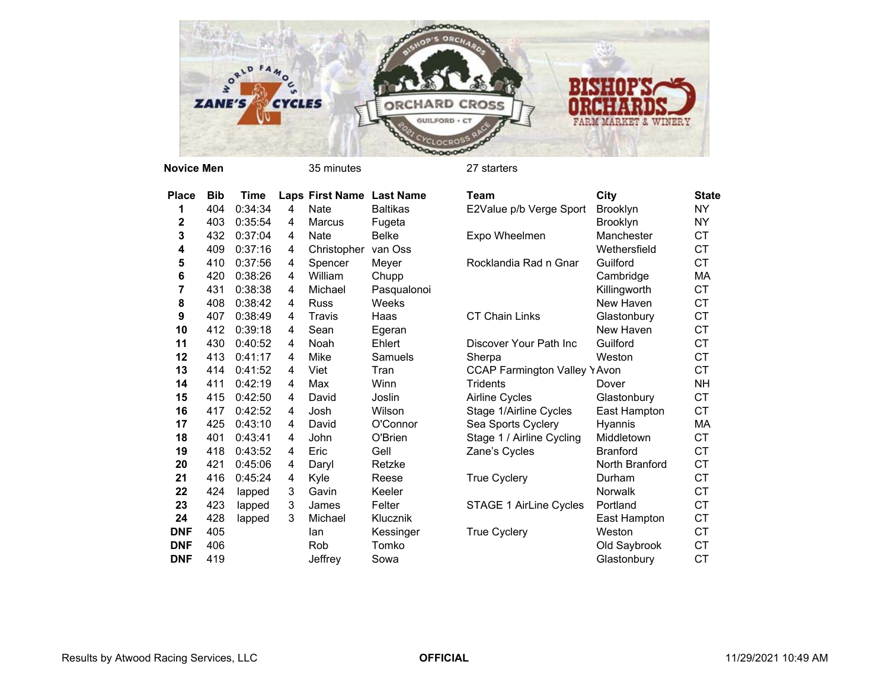**Novice Men** 35 minutes 27 starters

| Place | Bib | Time | Laps | First Name | Last Name | Team | City | State |
|---|---|---|---|---|---|---|---|---|
| 1 | 404 | 0:34:34 | 4 | Nate | Baltikas | E2Value p/b Verge Sport | Brooklyn | NY |
| 2 | 403 | 0:35:54 | 4 | Marcus | Fugeta | | Brooklyn | NY |
| 3 | 432 | 0:37:04 | 4 | Nate | Belke | Expo Wheelmen | Manchester | CT |
| 4 | 409 | 0:37:16 | 4 | Christopher | van Oss | | Wethersfield | CT |
| 5 | 410 | 0:37:56 | 4 | Spencer | Meyer | Rocklandia Rad n Gnar | Guilford | CT |
| 6 | 420 | 0:38:26 | 4 | William | Chupp | | Cambridge | MA |
| 7 | 431 | 0:38:38 | 4 | Michael | Pasqualonoi | | Killingworth | CT |
| 8 | 408 | 0:38:42 | 4 | Russ | Weeks | | New Haven | CT |
| 9 | 407 | 0:38:49 | 4 | Travis | Haas | CT Chain Links | Glastonbury | CT |
| 10 | 412 | 0:39:18 | 4 | Sean | Egeran | | New Haven | CT |
| 11 | 430 | 0:40:52 | 4 | Noah | Ehlert | Discover Your Path Inc | Guilford | CT |
| 12 | 413 | 0:41:17 | 4 | Mike | Samuels | Sherpa | Weston | CT |
| 13 | 414 | 0:41:52 | 4 | Viet | Tran | CCAP Farmington Valley Y | Avon | CT |
| 14 | 411 | 0:42:19 | 4 | Max | Winn | Tridents | Dover | NH |
| 15 | 415 | 0:42:50 | 4 | David | Joslin | Airline Cycles | Glastonbury | CT |
| 16 | 417 | 0:42:52 | 4 | Josh | Wilson | Stage 1/Airline Cycles | East Hampton | CT |
| 17 | 425 | 0:43:10 | 4 | David | O'Connor | Sea Sports Cyclery | Hyannis | MA |
| 18 | 401 | 0:43:41 | 4 | John | O'Brien | Stage 1 / Airline Cycling | Middletown | CT |
| 19 | 418 | 0:43:52 | 4 | Eric | Gell | Zane's Cycles | Branford | CT |
| 20 | 421 | 0:45:06 | 4 | Daryl | Retzke | | North Branford | CT |
| 21 | 416 | 0:45:24 | 4 | Kyle | Reese | True Cyclery | Durham | CT |
| 22 | 424 | lapped | 3 | Gavin | Keeler | | Norwalk | CT |
| 23 | 423 | lapped | 3 | James | Felter | STAGE 1 AirLine Cycles | Portland | CT |
| 24 | 428 | lapped | 3 | Michael | Klucznik | | East Hampton | CT |
| DNF | 405 | | | Ian | Kessinger | True Cyclery | Weston | CT |
| DNF | 406 | | | Rob | Tomko | | Old Saybrook | CT |
| DNF | 419 | | | Jeffrey | Sowa | | Glastonbury | CT |

Results by Atwood Racing Services, LLC **OFFICIAL** 11/29/2021 10:49 AM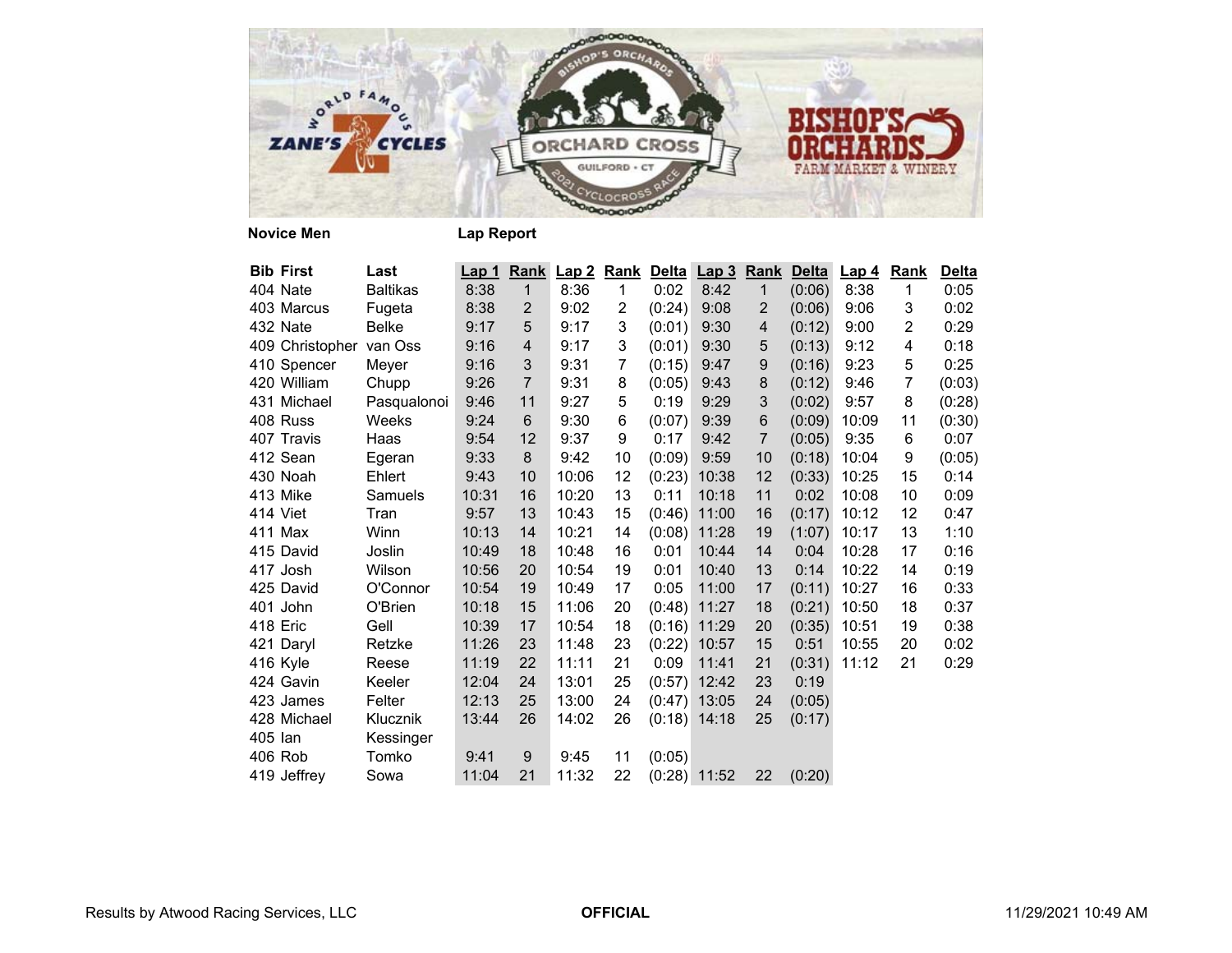**Novice Men** **Lap Report**

| Bib | First | Last | Lap 1 | Rank | Lap 2 | Rank | Delta | Lap 3 | Rank | Delta | Lap 4 | Rank | Delta |
|---|---|---|---|---|---|---|---|---|---|---|---|---|---|
| 404 | Nate | Baltikas | 8:38 | 1 | 8:36 | 1 | 0:02 | 8:42 | 1 | (0:06) | 8:38 | 1 | 0:05 |
| 403 | Marcus | Fugeta | 8:38 | 2 | 9:02 | 2 | (0:24) | 9:08 | 2 | (0:06) | 9:06 | 3 | 0:02 |
| 432 | Nate | Belke | 9:17 | 5 | 9:17 | 3 | (0:01) | 9:30 | 4 | (0:12) | 9:00 | 2 | 0:29 |
| 409 | Christopher | van Oss | 9:16 | 4 | 9:17 | 3 | (0:01) | 9:30 | 5 | (0:13) | 9:12 | 4 | 0:18 |
| 410 | Spencer | Meyer | 9:16 | 3 | 9:31 | 7 | (0:15) | 9:47 | 9 | (0:16) | 9:23 | 5 | 0:25 |
| 420 | William | Chupp | 9:26 | 7 | 9:31 | 8 | (0:05) | 9:43 | 8 | (0:12) | 9:46 | 7 | (0:03) |
| 431 | Michael | Pasqualonoi | 9:46 | 11 | 9:27 | 5 | 0:19 | 9:29 | 3 | (0:02) | 9:57 | 8 | (0:28) |
| 408 | Russ | Weeks | 9:24 | 6 | 9:30 | 6 | (0:07) | 9:39 | 6 | (0:09) | 10:09 | 11 | (0:30) |
| 407 | Travis | Haas | 9:54 | 12 | 9:37 | 9 | 0:17 | 9:42 | 7 | (0:05) | 9:35 | 6 | 0:07 |
| 412 | Sean | Egeran | 9:33 | 8 | 9:42 | 10 | (0:09) | 9:59 | 10 | (0:18) | 10:04 | 9 | (0:05) |
| 430 | Noah | Ehlert | 9:43 | 10 | 10:06 | 12 | (0:23) | 10:38 | 12 | (0:33) | 10:25 | 15 | 0:14 |
| 413 | Mike | Samuels | 10:31 | 16 | 10:20 | 13 | 0:11 | 10:18 | 11 | 0:02 | 10:08 | 10 | 0:09 |
| 414 | Viet | Tran | 9:57 | 13 | 10:43 | 15 | (0:46) | 11:00 | 16 | (0:17) | 10:12 | 12 | 0:47 |
| 411 | Max | Winn | 10:13 | 14 | 10:21 | 14 | (0:08) | 11:28 | 19 | (1:07) | 10:17 | 13 | 1:10 |
| 415 | David | Joslin | 10:49 | 18 | 10:48 | 16 | 0:01 | 10:44 | 14 | 0:04 | 10:28 | 17 | 0:16 |
| 417 | Josh | Wilson | 10:56 | 20 | 10:54 | 19 | 0:01 | 10:40 | 13 | 0:14 | 10:22 | 14 | 0:19 |
| 425 | David | O'Connor | 10:54 | 19 | 10:49 | 17 | 0:05 | 11:00 | 17 | (0:11) | 10:27 | 16 | 0:33 |
| 401 | John | O'Brien | 10:18 | 15 | 11:06 | 20 | (0:48) | 11:27 | 18 | (0:21) | 10:50 | 18 | 0:37 |
| 418 | Eric | Gell | 10:39 | 17 | 10:54 | 18 | (0:16) | 11:29 | 20 | (0:35) | 10:51 | 19 | 0:38 |
| 421 | Daryl | Retzke | 11:26 | 23 | 11:48 | 23 | (0:22) | 10:57 | 15 | 0:51 | 10:55 | 20 | 0:02 |
| 416 | Kyle | Reese | 11:19 | 22 | 11:11 | 21 | 0:09 | 11:41 | 21 | (0:31) | 11:12 | 21 | 0:29 |
| 424 | Gavin | Keeler | 12:04 | 24 | 13:01 | 25 | (0:57) | 12:42 | 23 | 0:19 | | | |
| 423 | James | Felter | 12:13 | 25 | 13:00 | 24 | (0:47) | 13:05 | 24 | (0:05) | | | |
| 428 | Michael | Klucznik | 13:44 | 26 | 14:02 | 26 | (0:18) | 14:18 | 25 | (0:17) | | | |
| 405 | Ian | Kessinger | | | | | | | | | | | |
| 406 | Rob | Tomko | 9:41 | 9 | 9:45 | 11 | (0:05) | | | | | | |
| 419 | Jeffrey | Sowa | 11:04 | 21 | 11:32 | 22 | (0:28) | 11:52 | 22 | (0:20) | | | |

Results by Atwood Racing Services, LLC **OFFICIAL** 11/29/2021 10:49 AM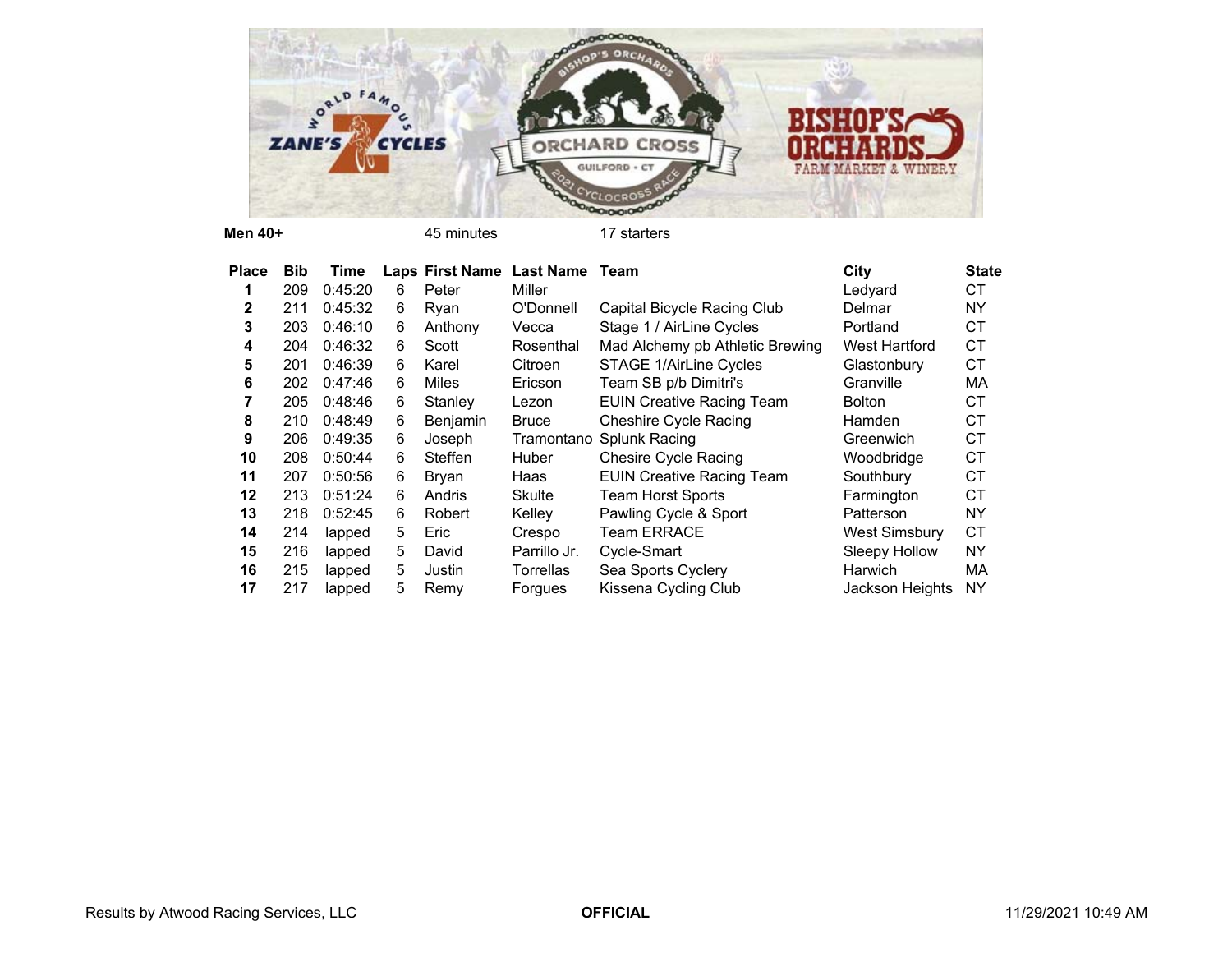**Men 40+** 45 minutes 17 starters

| Place | Bib | Time | Laps | First Name | Last Name | Team | City | State |
|---|---|---|---|---|---|---|---|---|
| 1 | 209 | 0:45:20 | 6 | Peter | Miller | | Ledyard | CT |
| 2 | 211 | 0:45:32 | 6 | Ryan | O'Donnell | Capital Bicycle Racing Club | Delmar | NY |
| 3 | 203 | 0:46:10 | 6 | Anthony | Vecca | Stage 1 / AirLine Cycles | Portland | CT |
| 4 | 204 | 0:46:32 | 6 | Scott | Rosenthal | Mad Alchemy pb Athletic Brewing | West Hartford | CT |
| 5 | 201 | 0:46:39 | 6 | Karel | Citroen | STAGE 1/AirLine Cycles | Glastonbury | CT |
| 6 | 202 | 0:47:46 | 6 | Miles | Ericson | Team SB p/b Dimitri's | Granville | MA |
| 7 | 205 | 0:48:46 | 6 | Stanley | Lezon | EUIN Creative Racing Team | Bolton | CT |
| 8 | 210 | 0:48:49 | 6 | Benjamin | Bruce | Cheshire Cycle Racing | Hamden | CT |
| 9 | 206 | 0:49:35 | 6 | Joseph | Tramontano | Splunk Racing | Greenwich | CT |
| 10 | 208 | 0:50:44 | 6 | Steffen | Huber | Chesire Cycle Racing | Woodbridge | CT |
| 11 | 207 | 0:50:56 | 6 | Bryan | Haas | EUIN Creative Racing Team | Southbury | CT |
| 12 | 213 | 0:51:24 | 6 | Andris | Skulte | Team Horst Sports | Farmington | CT |
| 13 | 218 | 0:52:45 | 6 | Robert | Kelley | Pawling Cycle & Sport | Patterson | NY |
| 14 | 214 | lapped | 5 | Eric | Crespo | Team ERRACE | West Simsbury | CT |
| 15 | 216 | lapped | 5 | David | Parrillo Jr. | Cycle-Smart | Sleepy Hollow | NY |
| 16 | 215 | lapped | 5 | Justin | Torrellas | Sea Sports Cyclery | Harwich | MA |
| 17 | 217 | lapped | 5 | Remy | Forgues | Kissena Cycling Club | Jackson Heights | NY |

Results by Atwood Racing Services, LLC **OFFICIAL** 11/29/2021 10:49 AM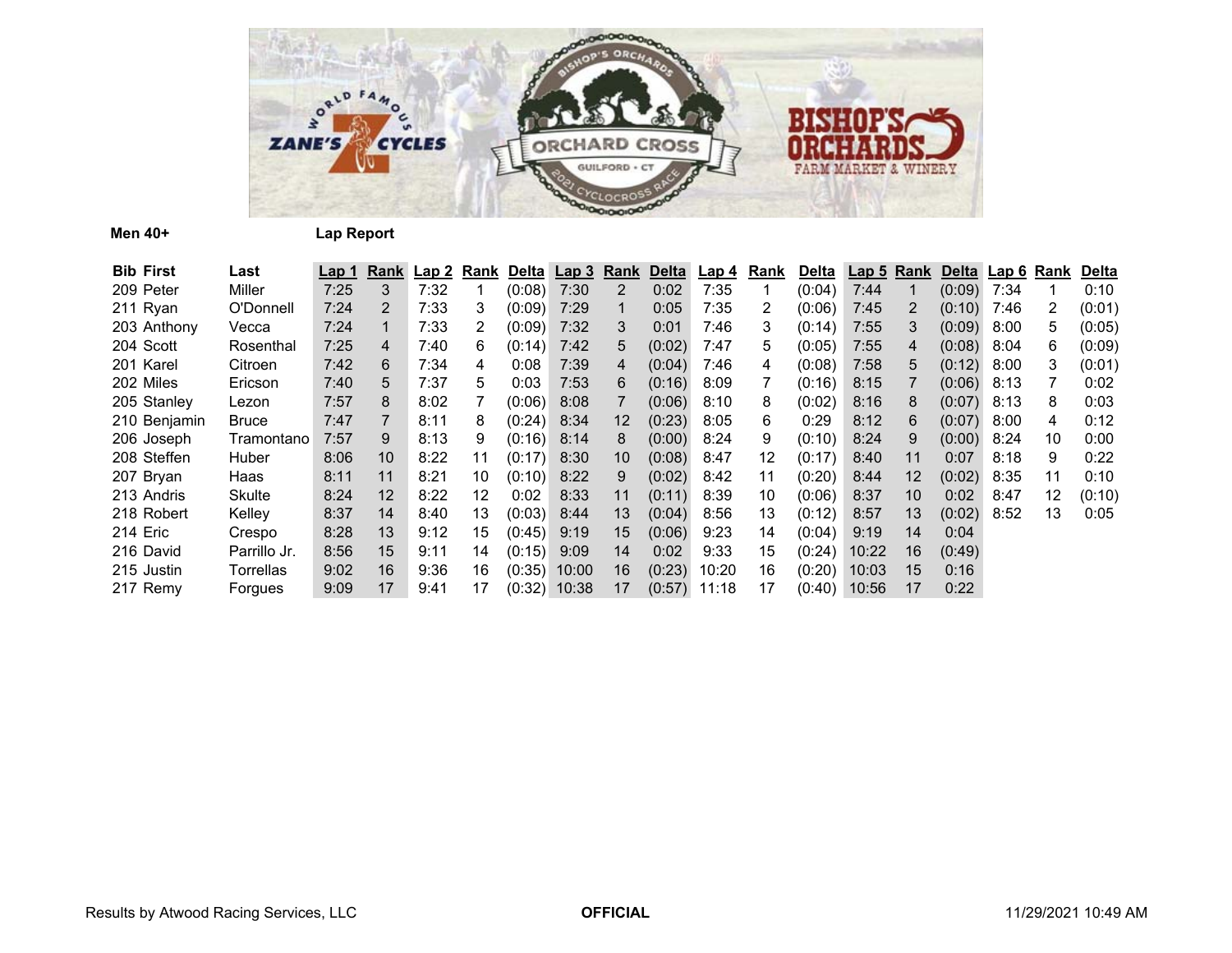**Men 40+** **Lap Report**

| Bib | First | Last | Lap 1 | Rank | Lap 2 | Rank | Delta | Lap 3 | Rank | Delta | Lap 4 | Rank | Delta | Lap 5 | Rank | Delta | Lap 6 | Rank | Delta |
|---|---|---|---|---|---|---|---|---|---|---|---|---|---|---|---|---|---|---|---|
| 209 | Peter | Miller | 7:25 | 3 | 7:32 | 1 | (0:08) | 7:30 | 2 | 0:02 | 7:35 | 1 | (0:04) | 7:44 | 1 | (0:09) | 7:34 | 1 | 0:10 |
| 211 | Ryan | O'Donnell | 7:24 | 2 | 7:33 | 3 | (0:09) | 7:29 | 1 | 0:05 | 7:35 | 2 | (0:06) | 7:45 | 2 | (0:10) | 7:46 | 2 | (0:01) |
| 203 | Anthony | Vecca | 7:24 | 1 | 7:33 | 2 | (0:09) | 7:32 | 3 | 0:01 | 7:46 | 3 | (0:14) | 7:55 | 3 | (0:09) | 8:00 | 5 | (0:05) |
| 204 | Scott | Rosenthal | 7:25 | 4 | 7:40 | 6 | (0:14) | 7:42 | 5 | (0:02) | 7:47 | 5 | (0:05) | 7:55 | 4 | (0:08) | 8:04 | 6 | (0:09) |
| 201 | Karel | Citroen | 7:42 | 6 | 7:34 | 4 | 0:08 | 7:39 | 4 | (0:04) | 7:46 | 4 | (0:08) | 7:58 | 5 | (0:12) | 8:00 | 3 | (0:01) |
| 202 | Miles | Ericson | 7:40 | 5 | 7:37 | 5 | 0:03 | 7:53 | 6 | (0:16) | 8:09 | 7 | (0:16) | 8:15 | 7 | (0:06) | 8:13 | 7 | 0:02 |
| 205 | Stanley | Lezon | 7:57 | 8 | 8:02 | 7 | (0:06) | 8:08 | 7 | (0:06) | 8:10 | 8 | (0:02) | 8:16 | 8 | (0:07) | 8:13 | 8 | 0:03 |
| 210 | Benjamin | Bruce | 7:47 | 7 | 8:11 | 8 | (0:24) | 8:34 | 12 | (0:23) | 8:05 | 6 | 0:29 | 8:12 | 6 | (0:07) | 8:00 | 4 | 0:12 |
| 206 | Joseph | Tramontano | 7:57 | 9 | 8:13 | 9 | (0:16) | 8:14 | 8 | (0:00) | 8:24 | 9 | (0:10) | 8:24 | 9 | (0:00) | 8:24 | 10 | 0:00 |
| 208 | Steffen | Huber | 8:06 | 10 | 8:22 | 11 | (0:17) | 8:30 | 10 | (0:08) | 8:47 | 12 | (0:17) | 8:40 | 11 | 0:07 | 8:18 | 9 | 0:22 |
| 207 | Bryan | Haas | 8:11 | 11 | 8:21 | 10 | (0:10) | 8:22 | 9 | (0:02) | 8:42 | 11 | (0:20) | 8:44 | 12 | (0:02) | 8:35 | 11 | 0:10 |
| 213 | Andris | Skulte | 8:24 | 12 | 8:22 | 12 | 0:02 | 8:33 | 11 | (0:11) | 8:39 | 10 | (0:06) | 8:37 | 10 | 0:02 | 8:47 | 12 | (0:10) |
| 218 | Robert | Kelley | 8:37 | 14 | 8:40 | 13 | (0:03) | 8:44 | 13 | (0:04) | 8:56 | 13 | (0:12) | 8:57 | 13 | (0:02) | 8:52 | 13 | 0:05 |
| 214 | Eric | Crespo | 8:28 | 13 | 9:12 | 15 | (0:45) | 9:19 | 15 | (0:06) | 9:23 | 14 | (0:04) | 9:19 | 14 | 0:04 | | | |
| 216 | David | Parrillo Jr. | 8:56 | 15 | 9:11 | 14 | (0:15) | 9:09 | 14 | 0:02 | 9:33 | 15 | (0:24) | 10:22 | 16 | (0:49) | | | |
| 215 | Justin | Torrellas | 9:02 | 16 | 9:36 | 16 | (0:35) | 10:00 | 16 | (0:23) | 10:20 | 16 | (0:20) | 10:03 | 15 | 0:16 | | | |
| 217 | Remy | Forgues | 9:09 | 17 | 9:41 | 17 | (0:32) | 10:38 | 17 | (0:57) | 11:18 | 17 | (0:40) | 10:56 | 17 | 0:22 | | | |

Results by Atwood Racing Services, LLC **OFFICIAL** 11/29/2021 10:49 AM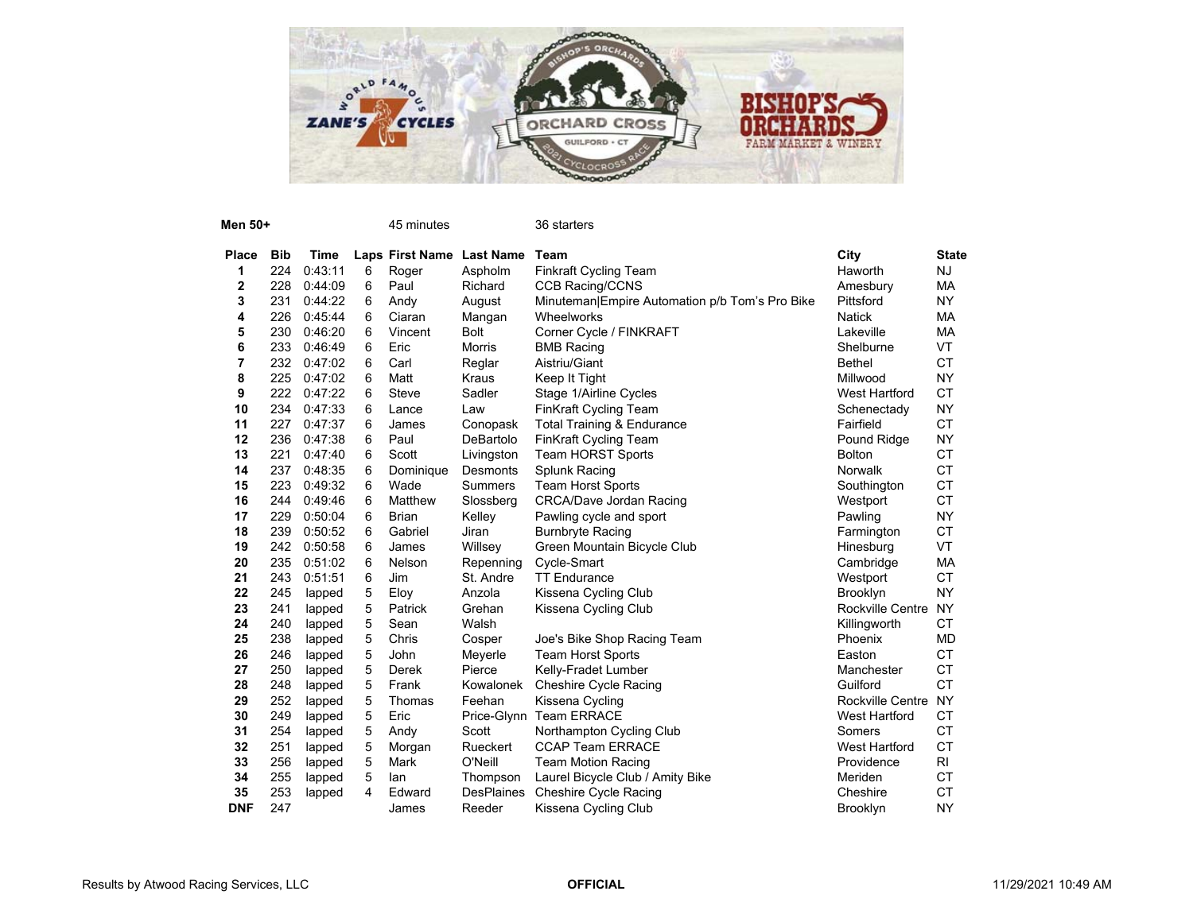**Men 50+** 45 minutes 36 starters

| Place | Bib | Time | Laps | First Name | Last Name | Team | City | State |
|---|---|---|---|---|---|---|---|---|
| 1 | 224 | 0:43:11 | 6 | Roger | Aspholm | Finkraft Cycling Team | Haworth | NJ |
| 2 | 228 | 0:44:09 | 6 | Paul | Richard | CCB Racing/CCNS | Amesbury | MA |
| 3 | 231 | 0:44:22 | 6 | Andy | August | Minuteman\|Empire Automation p/b Tom's Pro Bike | Pittsford | NY |
| 4 | 226 | 0:45:44 | 6 | Ciaran | Mangan | Wheelworks | Natick | MA |
| 5 | 230 | 0:46:20 | 6 | Vincent | Bolt | Corner Cycle / FINKRAFT | Lakeville | MA |
| 6 | 233 | 0:46:49 | 6 | Eric | Morris | BMB Racing | Shelburne | VT |
| 7 | 232 | 0:47:02 | 6 | Carl | Reglar | Aistriu/Giant | Bethel | CT |
| 8 | 225 | 0:47:02 | 6 | Matt | Kraus | Keep It Tight | Millwood | NY |
| 9 | 222 | 0:47:22 | 6 | Steve | Sadler | Stage 1/Airline Cycles | West Hartford | CT |
| 10 | 234 | 0:47:33 | 6 | Lance | Law | FinKraft Cycling Team | Schenectady | NY |
| 11 | 227 | 0:47:37 | 6 | James | Conopask | Total Training & Endurance | Fairfield | CT |
| 12 | 236 | 0:47:38 | 6 | Paul | DeBartolo | FinKraft Cycling Team | Pound Ridge | NY |
| 13 | 221 | 0:47:40 | 6 | Scott | Livingston | Team HORST Sports | Bolton | CT |
| 14 | 237 | 0:48:35 | 6 | Dominique | Desmonts | Splunk Racing | Norwalk | CT |
| 15 | 223 | 0:49:32 | 6 | Wade | Summers | Team Horst Sports | Southington | CT |
| 16 | 244 | 0:49:46 | 6 | Matthew | Slossberg | CRCA/Dave Jordan Racing | Westport | CT |
| 17 | 229 | 0:50:04 | 6 | Brian | Kelley | Pawling cycle and sport | Pawling | NY |
| 18 | 239 | 0:50:52 | 6 | Gabriel | Jiran | Burnbryte Racing | Farmington | CT |
| 19 | 242 | 0:50:58 | 6 | James | Willsey | Green Mountain Bicycle Club | Hinesburg | VT |
| 20 | 235 | 0:51:02 | 6 | Nelson | Repenning | Cycle-Smart | Cambridge | MA |
| 21 | 243 | 0:51:51 | 6 | Jim | St. Andre | TT Endurance | Westport | CT |
| 22 | 245 | lapped | 5 | Eloy | Anzola | Kissena Cycling Club | Brooklyn | NY |
| 23 | 241 | lapped | 5 | Patrick | Grehan | Kissena Cycling Club | Rockville Centre | NY |
| 24 | 240 | lapped | 5 | Sean | Walsh | | Killingworth | CT |
| 25 | 238 | lapped | 5 | Chris | Cosper | Joe's Bike Shop Racing Team | Phoenix | MD |
| 26 | 246 | lapped | 5 | John | Meyerle | Team Horst Sports | Easton | CT |
| 27 | 250 | lapped | 5 | Derek | Pierce | Kelly-Fradet Lumber | Manchester | CT |
| 28 | 248 | lapped | 5 | Frank | Kowalonek | Cheshire Cycle Racing | Guilford | CT |
| 29 | 252 | lapped | 5 | Thomas | Feehan | Kissena Cycling | Rockville Centre | NY |
| 30 | 249 | lapped | 5 | Eric | Price-Glynn | Team ERRACE | West Hartford | CT |
| 31 | 254 | lapped | 5 | Andy | Scott | Northampton Cycling Club | Somers | CT |
| 32 | 251 | lapped | 5 | Morgan | Rueckert | CCAP Team ERRACE | West Hartford | CT |
| 33 | 256 | lapped | 5 | Mark | O'Neill | Team Motion Racing | Providence | RI |
| 34 | 255 | lapped | 5 | Ian | Thompson | Laurel Bicycle Club / Amity Bike | Meriden | CT |
| 35 | 253 | lapped | 4 | Edward | DesPlaines | Cheshire Cycle Racing | Cheshire | CT |
| DNF | 247 | | | James | Reeder | Kissena Cycling Club | Brooklyn | NY |

Results by Atwood Racing Services, LLC **OFFICIAL** 11/29/2021 10:49 AM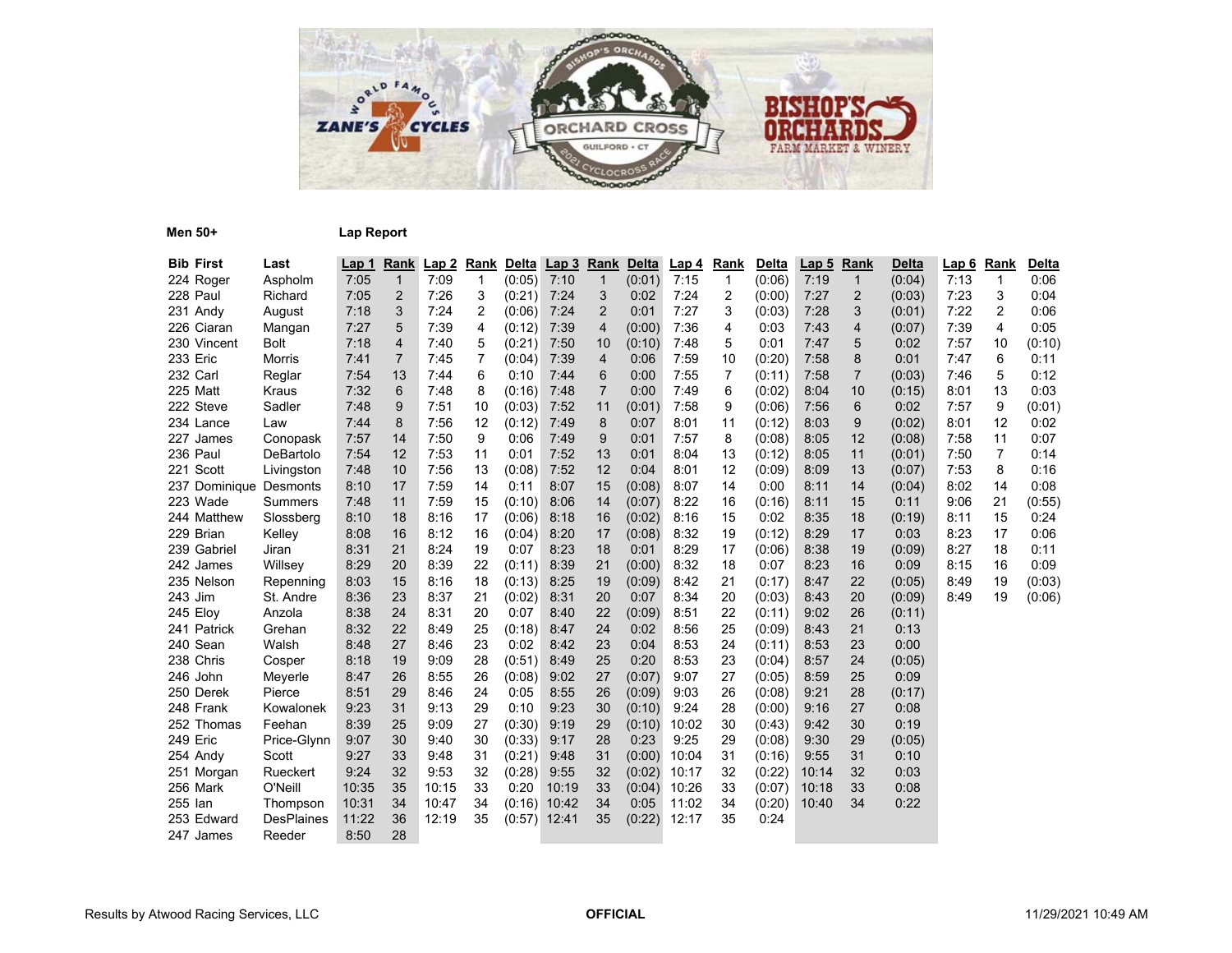**Men 50+** **Lap Report**

| Bib | First | Last | Lap 1 | Rank | Lap 2 | Rank | Delta | Lap 3 | Rank | Delta | Lap 4 | Rank | Delta | Lap 5 | Rank | Delta | Lap 6 | Rank | Delta |
|---|---|---|---|---|---|---|---|---|---|---|---|---|---|---|---|---|---|---|---|
| 224 | Roger | Aspholm | 7:05 | 1 | 7:09 | 1 | (0:05) | 7:10 | 1 | (0:01) | 7:15 | 1 | (0:06) | 7:19 | 1 | (0:04) | 7:13 | 1 | 0:06 |
| 228 | Paul | Richard | 7:05 | 2 | 7:26 | 3 | (0:21) | 7:24 | 3 | 0:02 | 7:24 | 2 | (0:00) | 7:27 | 2 | (0:03) | 7:23 | 3 | 0:04 |
| 231 | Andy | August | 7:18 | 3 | 7:24 | 2 | (0:06) | 7:24 | 2 | 0:01 | 7:27 | 3 | (0:03) | 7:28 | 3 | (0:01) | 7:22 | 2 | 0:06 |
| 226 | Ciaran | Mangan | 7:27 | 5 | 7:39 | 4 | (0:12) | 7:39 | 4 | (0:00) | 7:36 | 4 | 0:03 | 7:43 | 4 | (0:07) | 7:39 | 4 | 0:05 |
| 230 | Vincent | Bolt | 7:18 | 4 | 7:40 | 5 | (0:21) | 7:50 | 10 | (0:10) | 7:48 | 5 | 0:01 | 7:47 | 5 | 0:02 | 7:57 | 10 | (0:10) |
| 233 | Eric | Morris | 7:41 | 7 | 7:45 | 7 | (0:04) | 7:39 | 4 | 0:06 | 7:59 | 10 | (0:20) | 7:58 | 8 | 0:01 | 7:47 | 6 | 0:11 |
| 232 | Carl | Reglar | 7:54 | 13 | 7:44 | 6 | 0:10 | 7:44 | 6 | 0:00 | 7:55 | 7 | (0:11) | 7:58 | 7 | (0:03) | 7:46 | 5 | 0:12 |
| 225 | Matt | Kraus | 7:32 | 6 | 7:48 | 8 | (0:16) | 7:48 | 7 | 0:00 | 7:49 | 6 | (0:02) | 8:04 | 10 | (0:15) | 8:01 | 13 | 0:03 |
| 222 | Steve | Sadler | 7:48 | 9 | 7:51 | 10 | (0:03) | 7:52 | 11 | (0:01) | 7:58 | 9 | (0:06) | 7:56 | 6 | 0:02 | 7:57 | 9 | (0:01) |
| 234 | Lance | Law | 7:44 | 8 | 7:56 | 12 | (0:12) | 7:49 | 8 | 0:07 | 8:01 | 11 | (0:12) | 8:03 | 9 | (0:02) | 8:01 | 12 | 0:02 |
| 227 | James | Conopask | 7:57 | 14 | 7:50 | 9 | 0:06 | 7:49 | 9 | 0:01 | 7:57 | 8 | (0:08) | 8:05 | 12 | (0:08) | 7:58 | 11 | 0:07 |
| 236 | Paul | DeBartolo | 7:54 | 12 | 7:53 | 11 | 0:01 | 7:52 | 13 | 0:01 | 8:04 | 13 | (0:12) | 8:05 | 11 | (0:01) | 7:50 | 7 | 0:14 |
| 221 | Scott | Livingston | 7:48 | 10 | 7:56 | 13 | (0:08) | 7:52 | 12 | 0:04 | 8:01 | 12 | (0:09) | 8:09 | 13 | (0:07) | 7:53 | 8 | 0:16 |
| 237 | Dominique | Desmonts | 8:10 | 17 | 7:59 | 14 | 0:11 | 8:07 | 15 | (0:08) | 8:07 | 14 | 0:00 | 8:11 | 14 | (0:04) | 8:02 | 14 | 0:08 |
| 223 | Wade | Summers | 7:48 | 11 | 7:59 | 15 | (0:10) | 8:06 | 14 | (0:07) | 8:22 | 16 | (0:16) | 8:11 | 15 | 0:11 | 9:06 | 21 | (0:55) |
| 244 | Matthew | Slossberg | 8:10 | 18 | 8:16 | 17 | (0:06) | 8:18 | 16 | (0:02) | 8:16 | 15 | 0:02 | 8:35 | 18 | (0:19) | 8:11 | 15 | 0:24 |
| 229 | Brian | Kelley | 8:08 | 16 | 8:12 | 16 | (0:04) | 8:20 | 17 | (0:08) | 8:32 | 19 | (0:12) | 8:29 | 17 | 0:03 | 8:23 | 17 | 0:06 |
| 239 | Gabriel | Jiran | 8:31 | 21 | 8:24 | 19 | 0:07 | 8:23 | 18 | 0:01 | 8:29 | 17 | (0:06) | 8:38 | 19 | (0:09) | 8:27 | 18 | 0:11 |
| 242 | James | Willsey | 8:29 | 20 | 8:39 | 22 | (0:11) | 8:39 | 21 | (0:00) | 8:32 | 18 | 0:07 | 8:23 | 16 | 0:09 | 8:15 | 16 | 0:09 |
| 235 | Nelson | Repenning | 8:03 | 15 | 8:16 | 18 | (0:13) | 8:25 | 19 | (0:09) | 8:42 | 21 | (0:17) | 8:47 | 22 | (0:05) | 8:49 | 19 | (0:03) |
| 243 | Jim | St. Andre | 8:36 | 23 | 8:37 | 21 | (0:02) | 8:31 | 20 | 0:07 | 8:34 | 20 | (0:03) | 8:43 | 20 | (0:09) | 8:49 | 19 | (0:06) |
| 245 | Eloy | Anzola | 8:38 | 24 | 8:31 | 20 | 0:07 | 8:40 | 22 | (0:09) | 8:51 | 22 | (0:11) | 9:02 | 26 | (0:11) | | | |
| 241 | Patrick | Grehan | 8:32 | 22 | 8:49 | 25 | (0:18) | 8:47 | 24 | 0:02 | 8:56 | 25 | (0:09) | 8:43 | 21 | 0:13 | | | |
| 240 | Sean | Walsh | 8:48 | 27 | 8:46 | 23 | 0:02 | 8:42 | 23 | 0:04 | 8:53 | 24 | (0:11) | 8:53 | 23 | 0:00 | | | |
| 238 | Chris | Cosper | 8:18 | 19 | 9:09 | 28 | (0:51) | 8:49 | 25 | 0:20 | 8:53 | 23 | (0:04) | 8:57 | 24 | (0:05) | | | |
| 246 | John | Meyerle | 8:47 | 26 | 8:55 | 26 | (0:08) | 9:02 | 27 | (0:07) | 9:07 | 27 | (0:05) | 8:59 | 25 | 0:09 | | | |
| 250 | Derek | Pierce | 8:51 | 29 | 8:46 | 24 | 0:05 | 8:55 | 26 | (0:09) | 9:03 | 26 | (0:08) | 9:21 | 28 | (0:17) | | | |
| 248 | Frank | Kowalonek | 9:23 | 31 | 9:13 | 29 | 0:10 | 9:23 | 30 | (0:10) | 9:24 | 28 | (0:00) | 9:16 | 27 | 0:08 | | | |
| 252 | Thomas | Feehan | 8:39 | 25 | 9:09 | 27 | (0:30) | 9:19 | 29 | (0:10) | 10:02 | 30 | (0:43) | 9:42 | 30 | 0:19 | | | |
| 249 | Eric | Price-Glynn | 9:07 | 30 | 9:40 | 30 | (0:33) | 9:17 | 28 | 0:23 | 9:25 | 29 | (0:08) | 9:30 | 29 | (0:05) | | | |
| 254 | Andy | Scott | 9:27 | 33 | 9:48 | 31 | (0:21) | 9:48 | 31 | (0:00) | 10:04 | 31 | (0:16) | 9:55 | 31 | 0:10 | | | |
| 251 | Morgan | Rueckert | 9:24 | 32 | 9:53 | 32 | (0:28) | 9:55 | 32 | (0:02) | 10:17 | 32 | (0:22) | 10:14 | 32 | 0:03 | | | |
| 256 | Mark | O'Neill | 10:35 | 35 | 10:15 | 33 | 0:20 | 10:19 | 33 | (0:04) | 10:26 | 33 | (0:07) | 10:18 | 33 | 0:08 | | | |
| 255 | Ian | Thompson | 10:31 | 34 | 10:47 | 34 | (0:16) | 10:42 | 34 | 0:05 | 11:02 | 34 | (0:20) | 10:40 | 34 | 0:22 | | | |
| 253 | Edward | DesPlaines | 11:22 | 36 | 12:19 | 35 | (0:57) | 12:41 | 35 | (0:22) | 12:17 | 35 | 0:24 | | | | | | |
| 247 | James | Reeder | 8:50 | 28 | | | | | | | | | | | | | | | |

Results by Atwood Racing Services, LLC **OFFICIAL** 11/29/2021 10:49 AM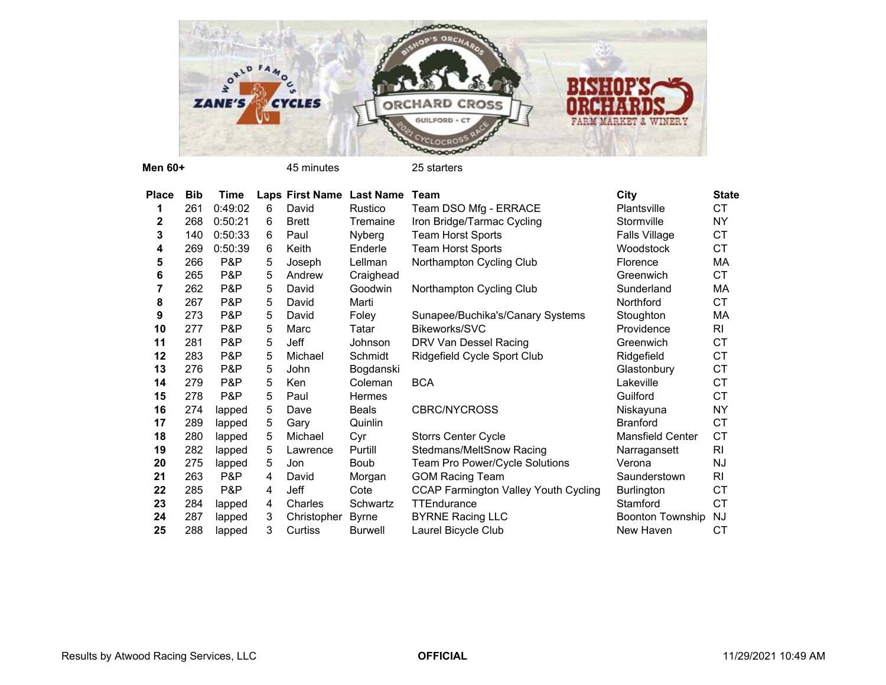**Men 60+** 45 minutes 25 starters

| Place | Bib | Time | Laps | First Name | Last Name | Team | City | State |
|---|---|---|---|---|---|---|---|---|
| 1 | 261 | 0:49:02 | 6 | David | Rustico | Team DSO Mfg - ERRACE | Plantsville | CT |
| 2 | 268 | 0:50:21 | 6 | Brett | Tremaine | Iron Bridge/Tarmac Cycling | Stormville | NY |
| 3 | 140 | 0:50:33 | 6 | Paul | Nyberg | Team Horst Sports | Falls Village | CT |
| 4 | 269 | 0:50:39 | 6 | Keith | Enderle | Team Horst Sports | Woodstock | CT |
| 5 | 266 | P&P | 5 | Joseph | Lellman | Northampton Cycling Club | Florence | MA |
| 6 | 265 | P&P | 5 | Andrew | Craighead | | Greenwich | CT |
| 7 | 262 | P&P | 5 | David | Goodwin | Northampton Cycling Club | Sunderland | MA |
| 8 | 267 | P&P | 5 | David | Marti | | Northford | CT |
| 9 | 273 | P&P | 5 | David | Foley | Sunapee/Buchika's/Canary Systems | Stoughton | MA |
| 10 | 277 | P&P | 5 | Marc | Tatar | Bikeworks/SVC | Providence | RI |
| 11 | 281 | P&P | 5 | Jeff | Johnson | DRV Van Dessel Racing | Greenwich | CT |
| 12 | 283 | P&P | 5 | Michael | Schmidt | Ridgefield Cycle Sport Club | Ridgefield | CT |
| 13 | 276 | P&P | 5 | John | Bogdanski | | Glastonbury | CT |
| 14 | 279 | P&P | 5 | Ken | Coleman | BCA | Lakeville | CT |
| 15 | 278 | P&P | 5 | Paul | Hermes | | Guilford | CT |
| 16 | 274 | lapped | 5 | Dave | Beals | CBRC/NYCROSS | Niskayuna | NY |
| 17 | 289 | lapped | 5 | Gary | Quinlin | | Branford | CT |
| 18 | 280 | lapped | 5 | Michael | Cyr | Storrs Center Cycle | Mansfield Center | CT |
| 19 | 282 | lapped | 5 | Lawrence | Purtill | Stedmans/MeltSnow Racing | Narragansett | RI |
| 20 | 275 | lapped | 5 | Jon | Boub | Team Pro Power/Cycle Solutions | Verona | NJ |
| 21 | 263 | P&P | 4 | David | Morgan | GOM Racing Team | Saunderstown | RI |
| 22 | 285 | P&P | 4 | Jeff | Cote | CCAP Farmington Valley Youth Cycling | Burlington | CT |
| 23 | 284 | lapped | 4 | Charles | Schwartz | TTEndurance | Stamford | CT |
| 24 | 287 | lapped | 3 | Christopher | Byrne | BYRNE Racing LLC | Boonton Township | NJ |
| 25 | 288 | lapped | 3 | Curtiss | Burwell | Laurel Bicycle Club | New Haven | CT |

Results by Atwood Racing Services, LLC **OFFICIAL** 11/29/2021 10:49 AM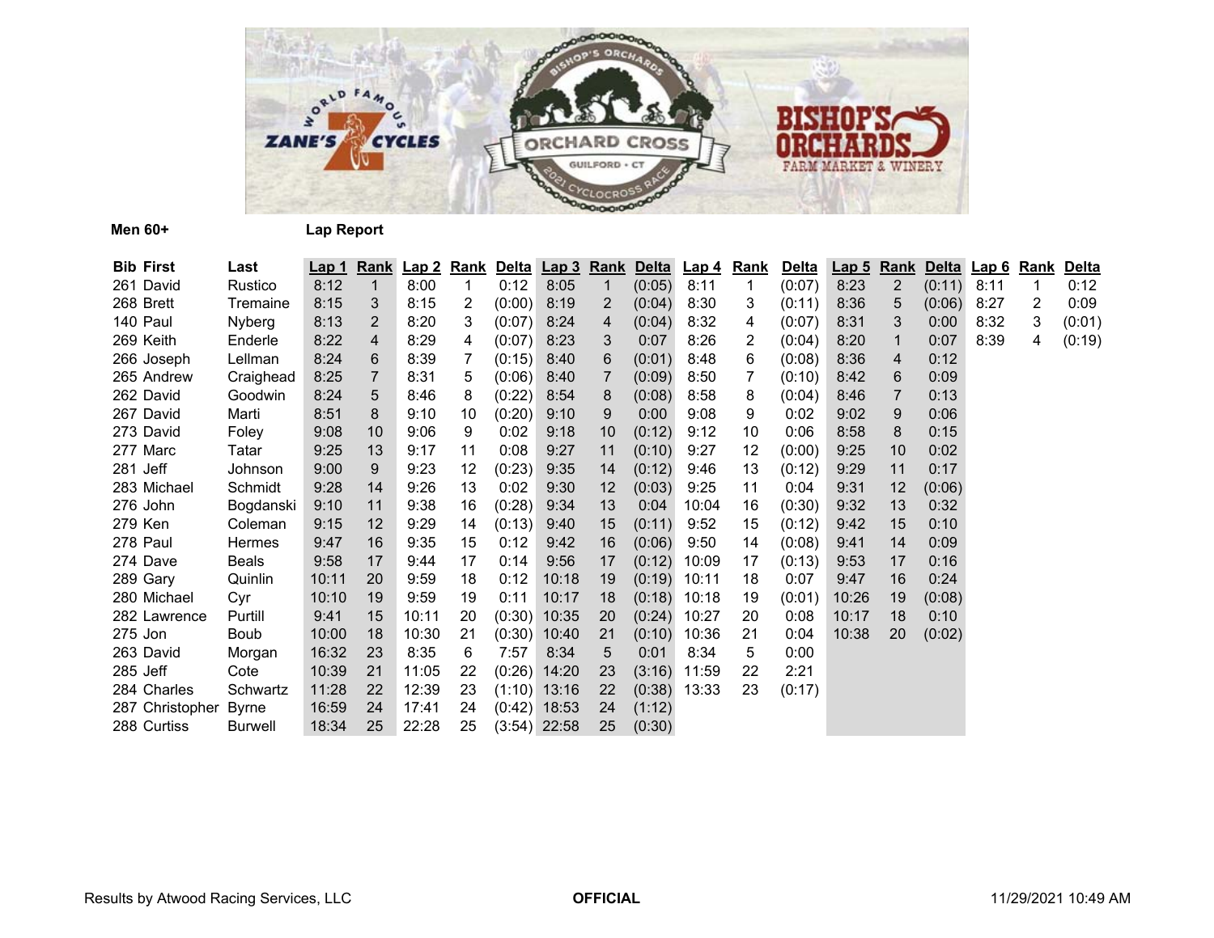**Men 60+** **Lap Report**

| Bib | First | Last | Lap 1 | Rank | Lap 2 | Rank | Delta | Lap 3 | Rank | Delta | Lap 4 | Rank | Delta | Lap 5 | Rank | Delta | Lap 6 | Rank | Delta |
|---|---|---|---|---|---|---|---|---|---|---|---|---|---|---|---|---|---|---|---|
| 261 | David | Rustico | 8:12 | 1 | 8:00 | 1 | 0:12 | 8:05 | 1 | (0:05) | 8:11 | 1 | (0:07) | 8:23 | 2 | (0:11) | 8:11 | 1 | 0:12 |
| 268 | Brett | Tremaine | 8:15 | 3 | 8:15 | 2 | (0:00) | 8:19 | 2 | (0:04) | 8:30 | 3 | (0:11) | 8:36 | 5 | (0:06) | 8:27 | 2 | 0:09 |
| 140 | Paul | Nyberg | 8:13 | 2 | 8:20 | 3 | (0:07) | 8:24 | 4 | (0:04) | 8:32 | 4 | (0:07) | 8:31 | 3 | 0:00 | 8:32 | 3 | (0:01) |
| 269 | Keith | Enderle | 8:22 | 4 | 8:29 | 4 | (0:07) | 8:23 | 3 | 0:07 | 8:26 | 2 | (0:04) | 8:20 | 1 | 0:07 | 8:39 | 4 | (0:19) |
| 266 | Joseph | Lellman | 8:24 | 6 | 8:39 | 7 | (0:15) | 8:40 | 6 | (0:01) | 8:48 | 6 | (0:08) | 8:36 | 4 | 0:12 | | | |
| 265 | Andrew | Craighead | 8:25 | 7 | 8:31 | 5 | (0:06) | 8:40 | 7 | (0:09) | 8:50 | 7 | (0:10) | 8:42 | 6 | 0:09 | | | |
| 262 | David | Goodwin | 8:24 | 5 | 8:46 | 8 | (0:22) | 8:54 | 8 | (0:08) | 8:58 | 8 | (0:04) | 8:46 | 7 | 0:13 | | | |
| 267 | David | Marti | 8:51 | 8 | 9:10 | 10 | (0:20) | 9:10 | 9 | 0:00 | 9:08 | 9 | 0:02 | 9:02 | 9 | 0:06 | | | |
| 273 | David | Foley | 9:08 | 10 | 9:06 | 9 | 0:02 | 9:18 | 10 | (0:12) | 9:12 | 10 | 0:06 | 8:58 | 8 | 0:15 | | | |
| 277 | Marc | Tatar | 9:25 | 13 | 9:17 | 11 | 0:08 | 9:27 | 11 | (0:10) | 9:27 | 12 | (0:00) | 9:25 | 10 | 0:02 | | | |
| 281 | Jeff | Johnson | 9:00 | 9 | 9:23 | 12 | (0:23) | 9:35 | 14 | (0:12) | 9:46 | 13 | (0:12) | 9:29 | 11 | 0:17 | | | |
| 283 | Michael | Schmidt | 9:28 | 14 | 9:26 | 13 | 0:02 | 9:30 | 12 | (0:03) | 9:25 | 11 | 0:04 | 9:31 | 12 | (0:06) | | | |
| 276 | John | Bogdanski | 9:10 | 11 | 9:38 | 16 | (0:28) | 9:34 | 13 | 0:04 | 10:04 | 16 | (0:30) | 9:32 | 13 | 0:32 | | | |
| 279 | Ken | Coleman | 9:15 | 12 | 9:29 | 14 | (0:13) | 9:40 | 15 | (0:11) | 9:52 | 15 | (0:12) | 9:42 | 15 | 0:10 | | | |
| 278 | Paul | Hermes | 9:47 | 16 | 9:35 | 15 | 0:12 | 9:42 | 16 | (0:06) | 9:50 | 14 | (0:08) | 9:41 | 14 | 0:09 | | | |
| 274 | Dave | Beals | 9:58 | 17 | 9:44 | 17 | 0:14 | 9:56 | 17 | (0:12) | 10:09 | 17 | (0:13) | 9:53 | 17 | 0:16 | | | |
| 289 | Gary | Quinlin | 10:11 | 20 | 9:59 | 18 | 0:12 | 10:18 | 19 | (0:19) | 10:11 | 18 | 0:07 | 9:47 | 16 | 0:24 | | | |
| 280 | Michael | Cyr | 10:10 | 19 | 9:59 | 19 | 0:11 | 10:17 | 18 | (0:18) | 10:18 | 19 | (0:01) | 10:26 | 19 | (0:08) | | | |
| 282 | Lawrence | Purtill | 9:41 | 15 | 10:11 | 20 | (0:30) | 10:35 | 20 | (0:24) | 10:27 | 20 | 0:08 | 10:17 | 18 | 0:10 | | | |
| 275 | Jon | Boub | 10:00 | 18 | 10:30 | 21 | (0:30) | 10:40 | 21 | (0:10) | 10:36 | 21 | 0:04 | 10:38 | 20 | (0:02) | | | |
| 263 | David | Morgan | 16:32 | 23 | 8:35 | 6 | 7:57 | 8:34 | 5 | 0:01 | 8:34 | 5 | 0:00 | | | | | | |
| 285 | Jeff | Cote | 10:39 | 21 | 11:05 | 22 | (0:26) | 14:20 | 23 | (3:16) | 11:59 | 22 | 2:21 | | | | | | |
| 284 | Charles | Schwartz | 11:28 | 22 | 12:39 | 23 | (1:10) | 13:16 | 22 | (0:38) | 13:33 | 23 | (0:17) | | | | | | |
| 287 | Christopher | Byrne | 16:59 | 24 | 17:41 | 24 | (0:42) | 18:53 | 24 | (1:12) | | | | | | | | | |
| 288 | Curtiss | Burwell | 18:34 | 25 | 22:28 | 25 | (3:54) | 22:58 | 25 | (0:30) | | | | | | | | | |

Results by Atwood Racing Services, LLC **OFFICIAL** 11/29/2021 10:49 AM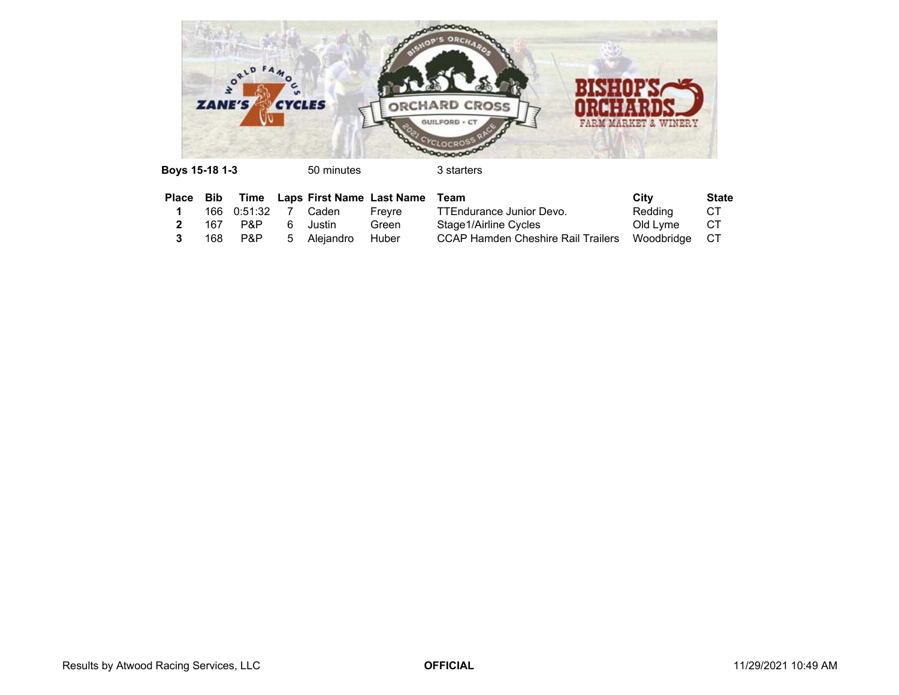**Boys 15-18 1-3** 50 minutes 3 starters

| Place | Bib | Time | Laps | First Name | Last Name | Team | City | State |
|---|---|---|---|---|---|---|---|---|
| **1** | 166 | 0:51:32 | 7 | Caden | Freyre | TTEndurance Junior Devo. | Redding | CT |
| **2** | 167 | P&P | 6 | Justin | Green | Stage1/Airline Cycles | Old Lyme | CT |
| **3** | 168 | P&P | 5 | Alejandro | Huber | CCAP Hamden Cheshire Rail Trailers | Woodbridge | CT |

Results by Atwood Racing Services, LLC **OFFICIAL** 11/29/2021 10:49 AM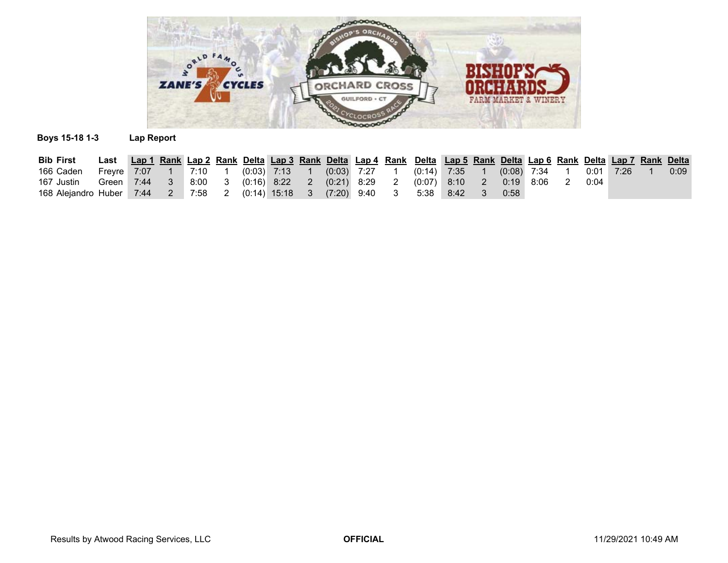**Boys 15-18 1-3** **Lap Report**

| Bib | First | Last | Lap 1 | Rank | Lap 2 | Rank | Delta | Lap 3 | Rank | Delta | Lap 4 | Rank | Delta | Lap 5 | Rank | Delta | Lap 6 | Rank | Delta | Lap 7 | Rank | Delta |
|---|---|---|---|---|---|---|---|---|---|---|---|---|---|---|---|---|---|---|---|---|---|---|
| 166 | Caden | Freyre | 7:07 | 1 | 7:10 | 1 | (0:03) | 7:13 | 1 | (0:03) | 7:27 | 1 | (0:14) | 7:35 | 1 | (0:08) | 7:34 | 1 | 0:01 | 7:26 | 1 | 0:09 |
| 167 | Justin | Green | 7:44 | 3 | 8:00 | 3 | (0:16) | 8:22 | 2 | (0:21) | 8:29 | 2 | (0:07) | 8:10 | 2 | 0:19 | 8:06 | 2 | 0:04 | | | |
| 168 | Alejandro | Huber | 7:44 | 2 | 7:58 | 2 | (0:14) | 15:18 | 3 | (7:20) | 9:40 | 3 | 5:38 | 8:42 | 3 | 0:58 | | | | | | |

Results by Atwood Racing Services, LLC **OFFICIAL** 11/29/2021 10:49 AM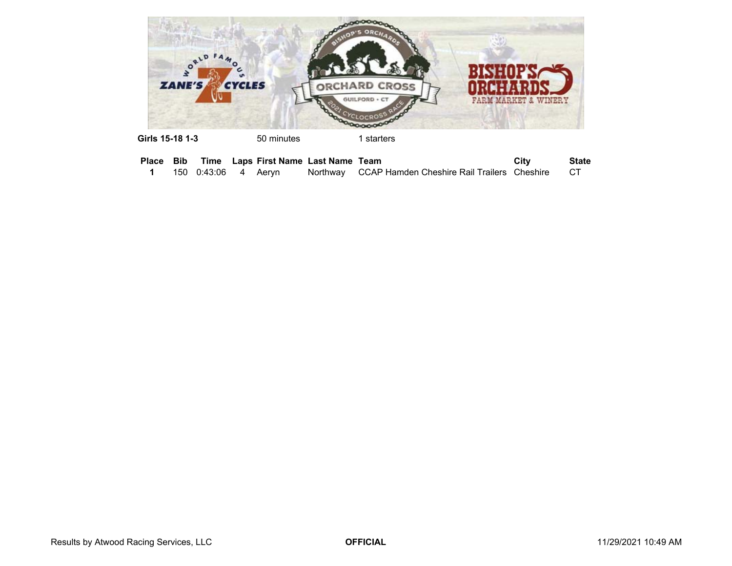**Girls 15-18 1-3** 50 minutes 1 starters

| Place | Bib | Time | Laps | First Name | Last Name | Team | City | State |
|---|---|---|---|---|---|---|---|---|
| 1 | 150 | 0:43:06 | 4 | Aeryn | Northway | CCAP Hamden Cheshire Rail Trailers | Cheshire | CT |

Results by Atwood Racing Services, LLC **OFFICIAL** 11/29/2021 10:49 AM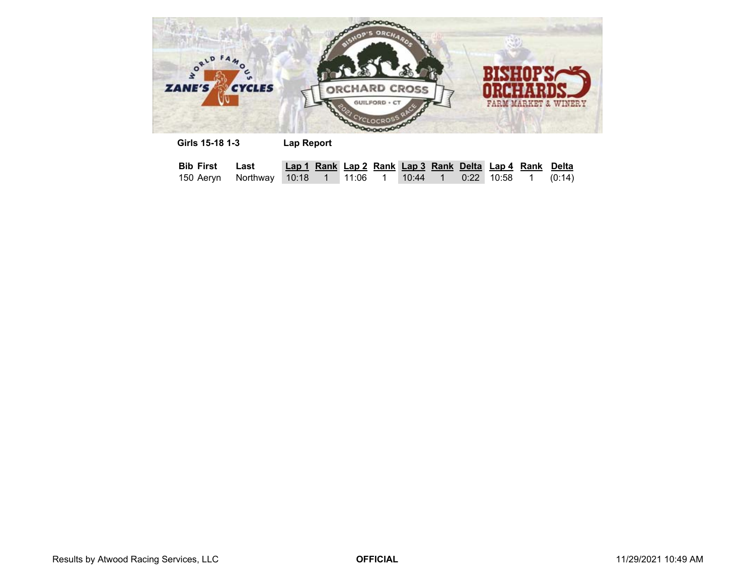**Girls 15-18 1-3** **Lap Report**

| Bib | First | Last | Lap 1 | Rank | Lap 2 | Rank | Lap 3 | Rank | Delta | Lap 4 | Rank | Delta |
|---|---|---|---|---|---|---|---|---|---|---|---|---|
| 150 | Aeryn | Northway | 10:18 | 1 | 11:06 | 1 | 10:44 | 1 | 0:22 | 10:58 | 1 | (0:14) |

Results by Atwood Racing Services, LLC **OFFICIAL** 11/29/2021 10:49 AM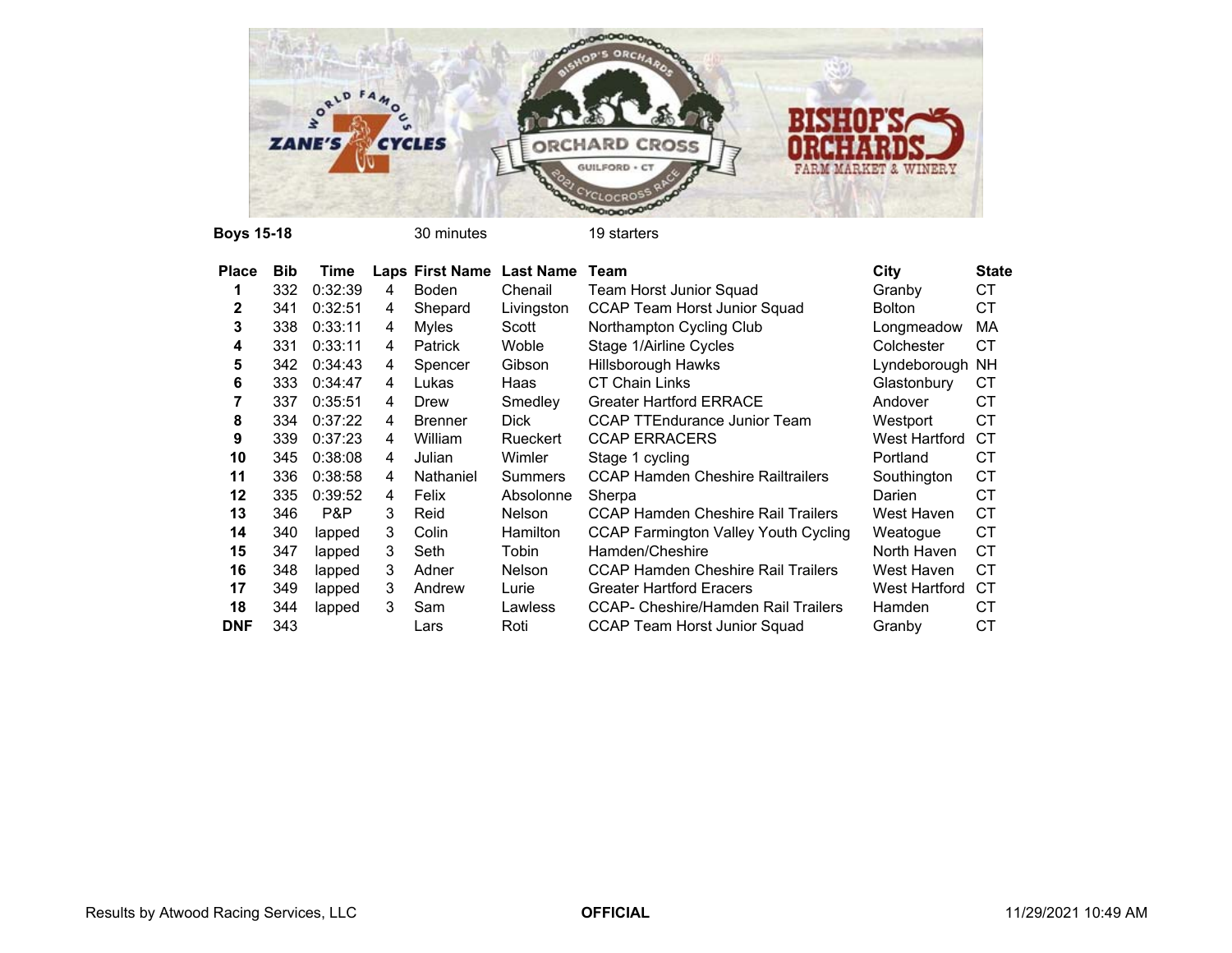**Boys 15-18** 30 minutes 19 starters

| Place | Bib | Time | Laps | First Name | Last Name | Team | City | State |
|---|---|---|---|---|---|---|---|---|
| **1** | 332 | 0:32:39 | 4 | Boden | Chenail | Team Horst Junior Squad | Granby | CT |
| **2** | 341 | 0:32:51 | 4 | Shepard | Livingston | CCAP Team Horst Junior Squad | Bolton | CT |
| **3** | 338 | 0:33:11 | 4 | Myles | Scott | Northampton Cycling Club | Longmeadow | MA |
| **4** | 331 | 0:33:11 | 4 | Patrick | Woble | Stage 1/Airline Cycles | Colchester | CT |
| **5** | 342 | 0:34:43 | 4 | Spencer | Gibson | Hillsborough Hawks | Lyndeborough | NH |
| **6** | 333 | 0:34:47 | 4 | Lukas | Haas | CT Chain Links | Glastonbury | CT |
| **7** | 337 | 0:35:51 | 4 | Drew | Smedley | Greater Hartford ERRACE | Andover | CT |
| **8** | 334 | 0:37:22 | 4 | Brenner | Dick | CCAP TTEndurance Junior Team | Westport | CT |
| **9** | 339 | 0:37:23 | 4 | William | Rueckert | CCAP ERRACERS | West Hartford | CT |
| **10** | 345 | 0:38:08 | 4 | Julian | Wimler | Stage 1 cycling | Portland | CT |
| **11** | 336 | 0:38:58 | 4 | Nathaniel | Summers | CCAP Hamden Cheshire Railtrailers | Southington | CT |
| **12** | 335 | 0:39:52 | 4 | Felix | Absolonne | Sherpa | Darien | CT |
| **13** | 346 | P&P | 3 | Reid | Nelson | CCAP Hamden Cheshire Rail Trailers | West Haven | CT |
| **14** | 340 | lapped | 3 | Colin | Hamilton | CCAP Farmington Valley Youth Cycling | Weatogue | CT |
| **15** | 347 | lapped | 3 | Seth | Tobin | Hamden/Cheshire | North Haven | CT |
| **16** | 348 | lapped | 3 | Adner | Nelson | CCAP Hamden Cheshire Rail Trailers | West Haven | CT |
| **17** | 349 | lapped | 3 | Andrew | Lurie | Greater Hartford Eracers | West Hartford | CT |
| **18** | 344 | lapped | 3 | Sam | Lawless | CCAP- Cheshire/Hamden Rail Trailers | Hamden | CT |
| **DNF** | 343 | | | Lars | Roti | CCAP Team Horst Junior Squad | Granby | CT |

Results by Atwood Racing Services, LLC **OFFICIAL** 11/29/2021 10:49 AM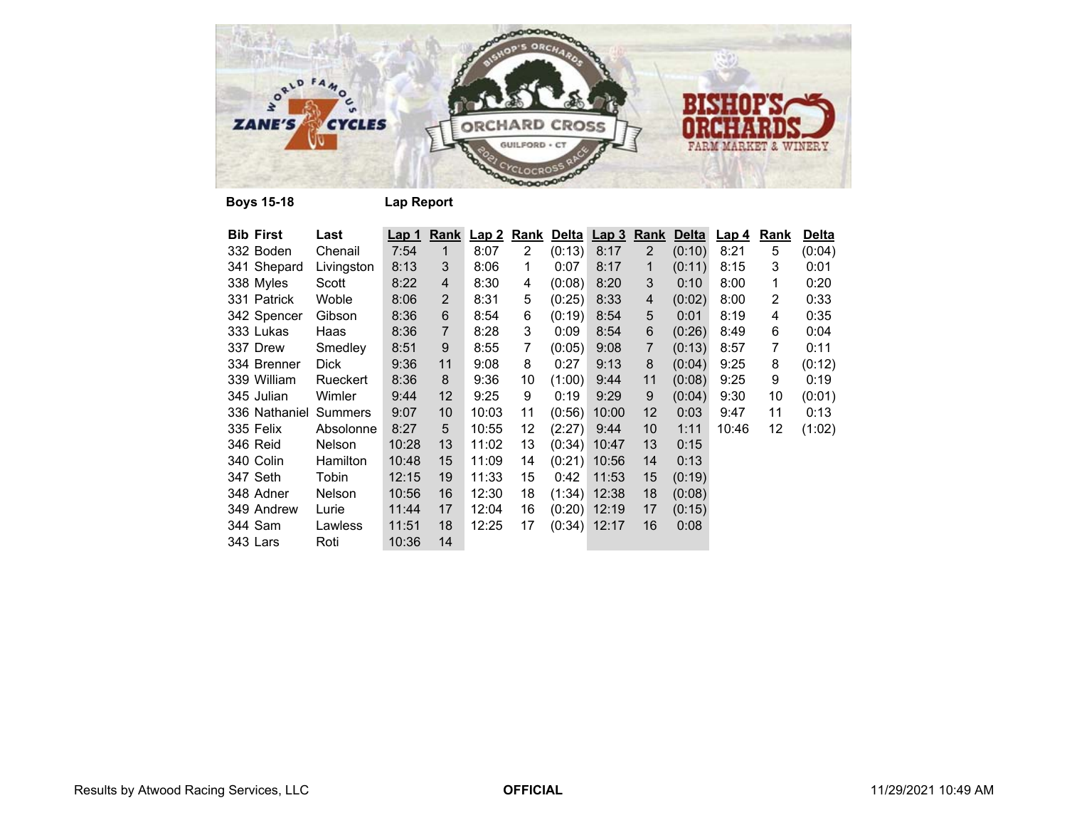**Boys 15-18** **Lap Report**

| Bib | First | Last | Lap 1 | Rank | Lap 2 | Rank | Delta | Lap 3 | Rank | Delta | Lap 4 | Rank | Delta |
|---|---|---|---|---|---|---|---|---|---|---|---|---|---|
| 332 | Boden | Chenail | 7:54 | 1 | 8:07 | 2 | (0:13) | 8:17 | 2 | (0:10) | 8:21 | 5 | (0:04) |
| 341 | Shepard | Livingston | 8:13 | 3 | 8:06 | 1 | 0:07 | 8:17 | 1 | (0:11) | 8:15 | 3 | 0:01 |
| 338 | Myles | Scott | 8:22 | 4 | 8:30 | 4 | (0:08) | 8:20 | 3 | 0:10 | 8:00 | 1 | 0:20 |
| 331 | Patrick | Woble | 8:06 | 2 | 8:31 | 5 | (0:25) | 8:33 | 4 | (0:02) | 8:00 | 2 | 0:33 |
| 342 | Spencer | Gibson | 8:36 | 6 | 8:54 | 6 | (0:19) | 8:54 | 5 | 0:01 | 8:19 | 4 | 0:35 |
| 333 | Lukas | Haas | 8:36 | 7 | 8:28 | 3 | 0:09 | 8:54 | 6 | (0:26) | 8:49 | 6 | 0:04 |
| 337 | Drew | Smedley | 8:51 | 9 | 8:55 | 7 | (0:05) | 9:08 | 7 | (0:13) | 8:57 | 7 | 0:11 |
| 334 | Brenner | Dick | 9:36 | 11 | 9:08 | 8 | 0:27 | 9:13 | 8 | (0:04) | 9:25 | 8 | (0:12) |
| 339 | William | Rueckert | 8:36 | 8 | 9:36 | 10 | (1:00) | 9:44 | 11 | (0:08) | 9:25 | 9 | 0:19 |
| 345 | Julian | Wimler | 9:44 | 12 | 9:25 | 9 | 0:19 | 9:29 | 9 | (0:04) | 9:30 | 10 | (0:01) |
| 336 | Nathaniel | Summers | 9:07 | 10 | 10:03 | 11 | (0:56) | 10:00 | 12 | 0:03 | 9:47 | 11 | 0:13 |
| 335 | Felix | Absolonne | 8:27 | 5 | 10:55 | 12 | (2:27) | 9:44 | 10 | 1:11 | 10:46 | 12 | (1:02) |
| 346 | Reid | Nelson | 10:28 | 13 | 11:02 | 13 | (0:34) | 10:47 | 13 | 0:15 | | | |
| 340 | Colin | Hamilton | 10:48 | 15 | 11:09 | 14 | (0:21) | 10:56 | 14 | 0:13 | | | |
| 347 | Seth | Tobin | 12:15 | 19 | 11:33 | 15 | 0:42 | 11:53 | 15 | (0:19) | | | |
| 348 | Adner | Nelson | 10:56 | 16 | 12:30 | 18 | (1:34) | 12:38 | 18 | (0:08) | | | |
| 349 | Andrew | Lurie | 11:44 | 17 | 12:04 | 16 | (0:20) | 12:19 | 17 | (0:15) | | | |
| 344 | Sam | Lawless | 11:51 | 18 | 12:25 | 17 | (0:34) | 12:17 | 16 | 0:08 | | | |
| 343 | Lars | Roti | 10:36 | 14 | | | | | | | | | |

Results by Atwood Racing Services, LLC **OFFICIAL** 11/29/2021 10:49 AM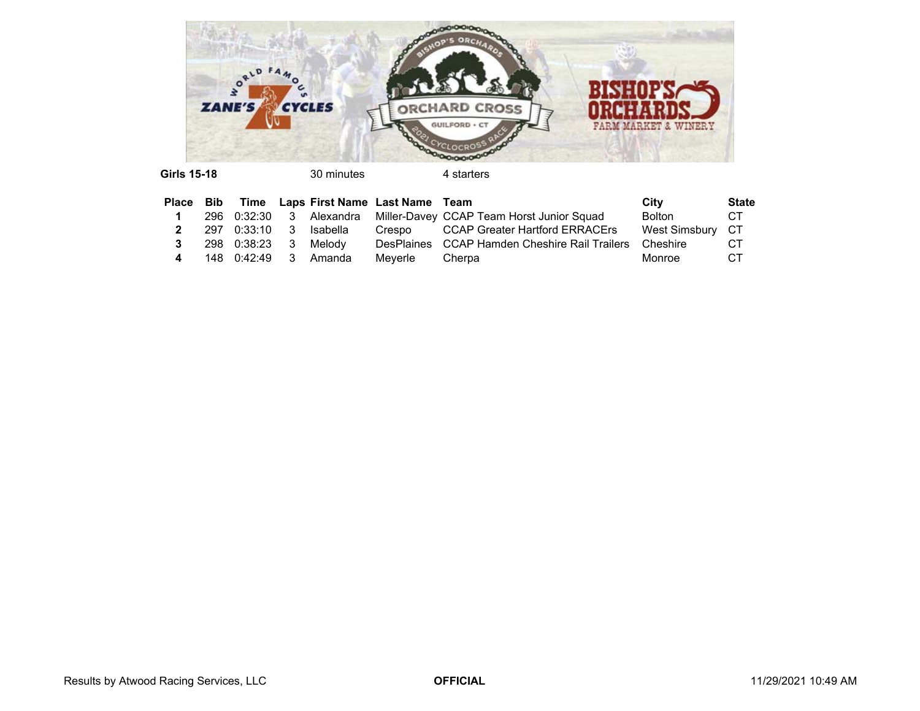**Girls 15-18** 30 minutes 4 starters

| Place | Bib | Time | Laps | First Name | Last Name | Team | City | State |
|---|---|---|---|---|---|---|---|---|
| **1** | 296 | 0:32:30 | 3 | Alexandra | Miller-Davey | CCAP Team Horst Junior Squad | Bolton | CT |
| **2** | 297 | 0:33:10 | 3 | Isabella | Crespo | CCAP Greater Hartford ERRACErs | West Simsbury | CT |
| **3** | 298 | 0:38:23 | 3 | Melody | DesPlaines | CCAP Hamden Cheshire Rail Trailers | Cheshire | CT |
| **4** | 148 | 0:42:49 | 3 | Amanda | Meyerle | Cherpa | Monroe | CT |

Results by Atwood Racing Services, LLC **OFFICIAL** 11/29/2021 10:49 AM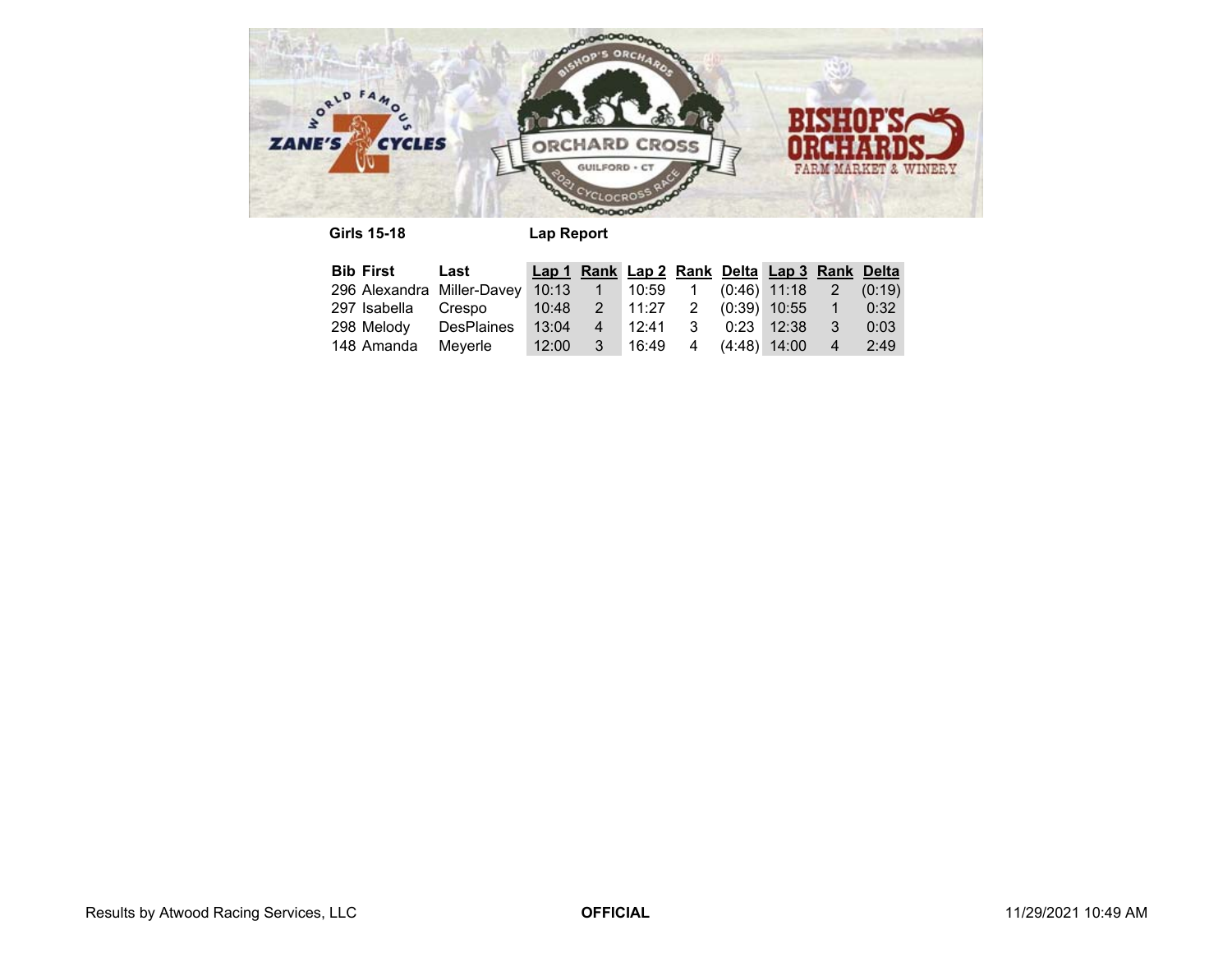**Girls 15-18** **Lap Report**

| Bib | First | Last | Lap 1 | Rank | Lap 2 | Rank | Delta | Lap 3 | Rank | Delta |
|---|---|---|---|---|---|---|---|---|---|---|
| 296 | Alexandra | Miller-Davey | 10:13 | 1 | 10:59 | 1 | (0:46) | 11:18 | 2 | (0:19) |
| 297 | Isabella | Crespo | 10:48 | 2 | 11:27 | 2 | (0:39) | 10:55 | 1 | 0:32 |
| 298 | Melody | DesPlaines | 13:04 | 4 | 12:41 | 3 | 0:23 | 12:38 | 3 | 0:03 |
| 148 | Amanda | Meyerle | 12:00 | 3 | 16:49 | 4 | (4:48) | 14:00 | 4 | 2:49 |

Results by Atwood Racing Services, LLC **OFFICIAL** 11/29/2021 10:49 AM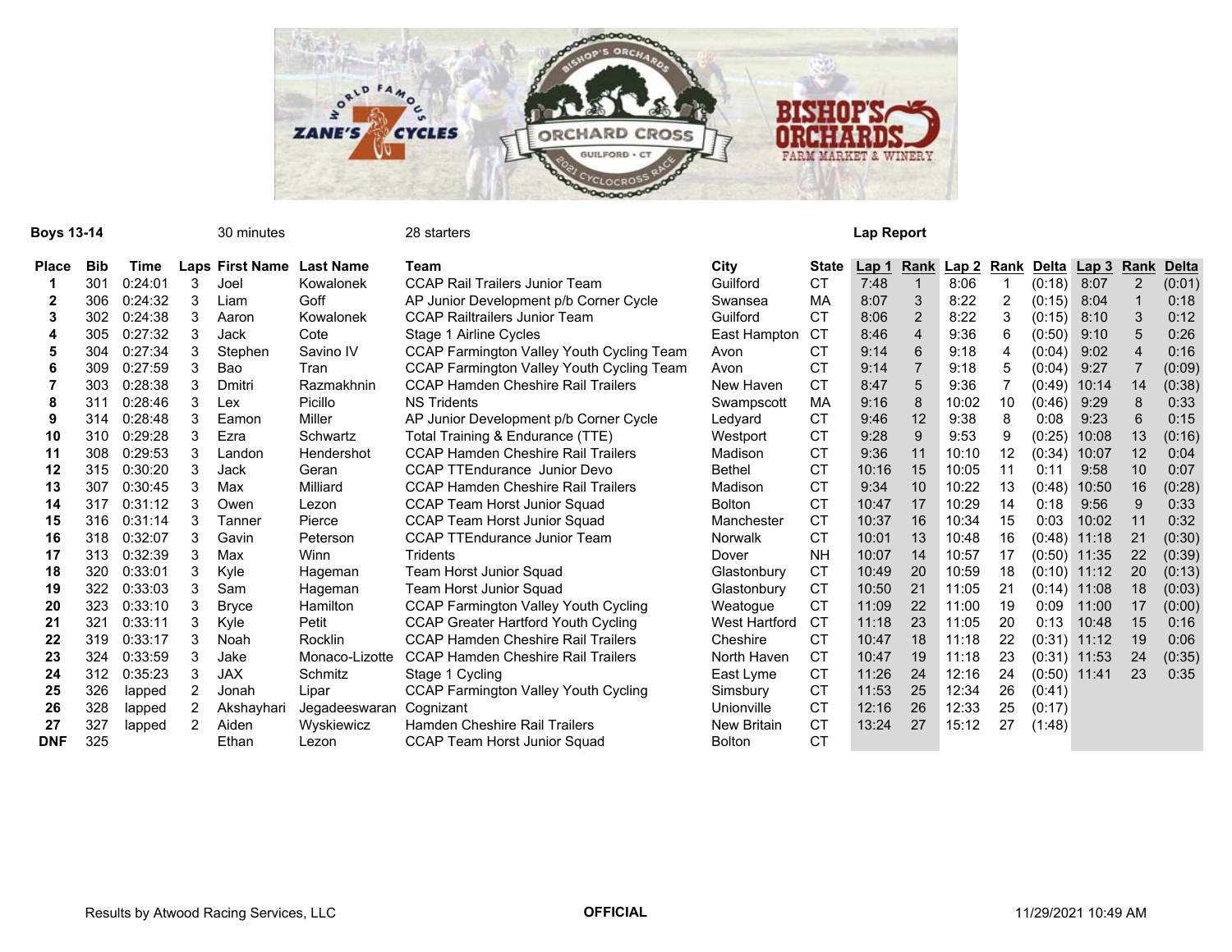**Boys 13-14** 30 minutes 28 starters **Lap Report**

| Place | Bib | Time | Laps | First Name | Last Name | Team | City | State | Lap 1 | Rank | Lap 2 | Rank | Delta | Lap 3 | Rank | Delta |
|---|---|---|---|---|---|---|---|---|---|---|---|---|---|---|---|---|
| **1** | 301 | 0:24:01 | 3 | Joel | Kowalonek | CCAP Rail Trailers Junior Team | Guilford | CT | 7:48 | 1 | 8:06 | 1 | (0:18) | 8:07 | 2 | (0:01) |
| **2** | 306 | 0:24:32 | 3 | Liam | Goff | AP Junior Development p/b Corner Cycle | Swansea | MA | 8:07 | 3 | 8:22 | 2 | (0:15) | 8:04 | 1 | 0:18 |
| **3** | 302 | 0:24:38 | 3 | Aaron | Kowalonek | CCAP Railtrailers Junior Team | Guilford | CT | 8:06 | 2 | 8:22 | 3 | (0:15) | 8:10 | 3 | 0:12 |
| **4** | 305 | 0:27:32 | 3 | Jack | Cote | Stage 1 Airline Cycles | East Hampton | CT | 8:46 | 4 | 9:36 | 6 | (0:50) | 9:10 | 5 | 0:26 |
| **5** | 304 | 0:27:34 | 3 | Stephen | Savino IV | CCAP Farmington Valley Youth Cycling Team | Avon | CT | 9:14 | 6 | 9:18 | 4 | (0:04) | 9:02 | 4 | 0:16 |
| **6** | 309 | 0:27:59 | 3 | Bao | Tran | CCAP Farmington Valley Youth Cycling Team | Avon | CT | 9:14 | 7 | 9:18 | 5 | (0:04) | 9:27 | 7 | (0:09) |
| **7** | 303 | 0:28:38 | 3 | Dmitri | Razmakhnin | CCAP Hamden Cheshire Rail Trailers | New Haven | CT | 8:47 | 5 | 9:36 | 7 | (0:49) | 10:14 | 14 | (0:38) |
| **8** | 311 | 0:28:46 | 3 | Lex | Picillo | NS Tridents | Swampscott | MA | 9:16 | 8 | 10:02 | 10 | (0:46) | 9:29 | 8 | 0:33 |
| **9** | 314 | 0:28:48 | 3 | Eamon | Miller | AP Junior Development p/b Corner Cycle | Ledyard | CT | 9:46 | 12 | 9:38 | 8 | 0:08 | 9:23 | 6 | 0:15 |
| **10** | 310 | 0:29:28 | 3 | Ezra | Schwartz | Total Training & Endurance (TTE) | Westport | CT | 9:28 | 9 | 9:53 | 9 | (0:25) | 10:08 | 13 | (0:16) |
| **11** | 308 | 0:29:53 | 3 | Landon | Hendershot | CCAP Hamden Cheshire Rail Trailers | Madison | CT | 9:36 | 11 | 10:10 | 12 | (0:34) | 10:07 | 12 | 0:04 |
| **12** | 315 | 0:30:20 | 3 | Jack | Geran | CCAP TTEndurance Junior Devo | Bethel | CT | 10:16 | 15 | 10:05 | 11 | 0:11 | 9:58 | 10 | 0:07 |
| **13** | 307 | 0:30:45 | 3 | Max | Milliard | CCAP Hamden Cheshire Rail Trailers | Madison | CT | 9:34 | 10 | 10:22 | 13 | (0:48) | 10:50 | 16 | (0:28) |
| **14** | 317 | 0:31:12 | 3 | Owen | Lezon | CCAP Team Horst Junior Squad | Bolton | CT | 10:47 | 17 | 10:29 | 14 | 0:18 | 9:56 | 9 | 0:33 |
| **15** | 316 | 0:31:14 | 3 | Tanner | Pierce | CCAP Team Horst Junior Squad | Manchester | CT | 10:37 | 16 | 10:34 | 15 | 0:03 | 10:02 | 11 | 0:32 |
| **16** | 318 | 0:32:07 | 3 | Gavin | Peterson | CCAP TTEndurance Junior Team | Norwalk | CT | 10:01 | 13 | 10:48 | 16 | (0:48) | 11:18 | 21 | (0:30) |
| **17** | 313 | 0:32:39 | 3 | Max | Winn | Tridents | Dover | NH | 10:07 | 14 | 10:57 | 17 | (0:50) | 11:35 | 22 | (0:39) |
| **18** | 320 | 0:33:01 | 3 | Kyle | Hageman | Team Horst Junior Squad | Glastonbury | CT | 10:49 | 20 | 10:59 | 18 | (0:10) | 11:12 | 20 | (0:13) |
| **19** | 322 | 0:33:03 | 3 | Sam | Hageman | Team Horst Junior Squad | Glastonbury | CT | 10:50 | 21 | 11:05 | 21 | (0:14) | 11:08 | 18 | (0:03) |
| **20** | 323 | 0:33:10 | 3 | Bryce | Hamilton | CCAP Farmington Valley Youth Cycling | Weatogue | CT | 11:09 | 22 | 11:00 | 19 | 0:09 | 11:00 | 17 | (0:00) |
| **21** | 321 | 0:33:11 | 3 | Kyle | Petit | CCAP Greater Hartford Youth Cycling | West Hartford | CT | 11:18 | 23 | 11:05 | 20 | 0:13 | 10:48 | 15 | 0:16 |
| **22** | 319 | 0:33:17 | 3 | Noah | Rocklin | CCAP Hamden Cheshire Rail Trailers | Cheshire | CT | 10:47 | 18 | 11:18 | 22 | (0:31) | 11:12 | 19 | 0:06 |
| **23** | 324 | 0:33:59 | 3 | Jake | Monaco-Lizotte | CCAP Hamden Cheshire Rail Trailers | North Haven | CT | 10:47 | 19 | 11:18 | 23 | (0:31) | 11:53 | 24 | (0:35) |
| **24** | 312 | 0:35:23 | 3 | JAX | Schmitz | Stage 1 Cycling | East Lyme | CT | 11:26 | 24 | 12:16 | 24 | (0:50) | 11:41 | 23 | 0:35 |
| **25** | 326 | lapped | 2 | Jonah | Lipar | CCAP Farmington Valley Youth Cycling | Simsbury | CT | 11:53 | 25 | 12:34 | 26 | (0:41) | | | |
| **26** | 328 | lapped | 2 | Akshayhari | Jegadeeswaran | Cognizant | Unionville | CT | 12:16 | 26 | 12:33 | 25 | (0:17) | | | |
| **27** | 327 | lapped | 2 | Aiden | Wyskiewicz | Hamden Cheshire Rail Trailers | New Britain | CT | 13:24 | 27 | 15:12 | 27 | (1:48) | | | |
| **DNF** | 325 | | | Ethan | Lezon | CCAP Team Horst Junior Squad | Bolton | CT | | | | | | | | |

Results by Atwood Racing Services, LLC **OFFICIAL** 11/29/2021 10:49 AM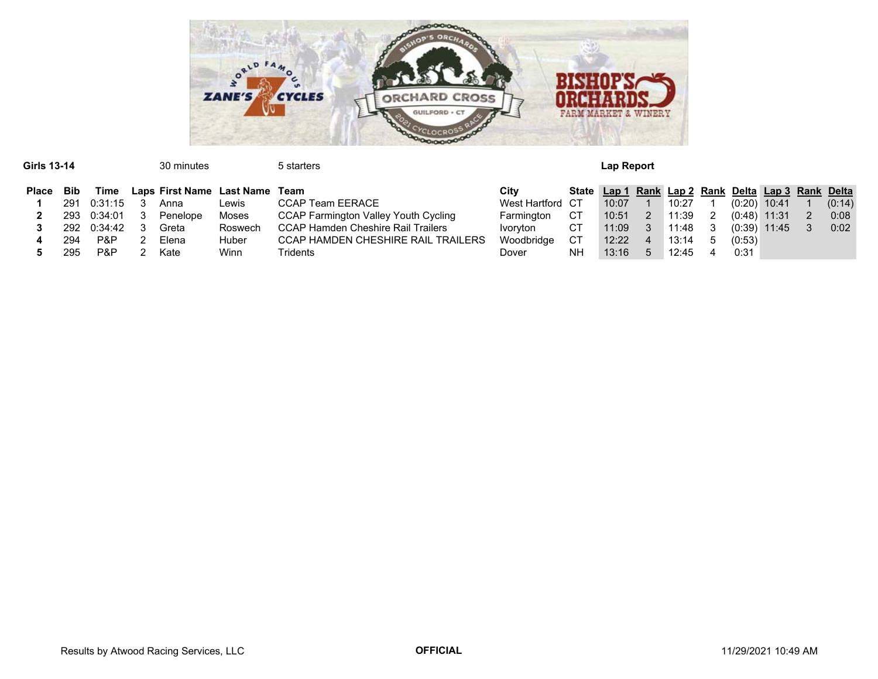**Girls 13-14** 30 minutes 5 starters **Lap Report**

| Place | Bib | Time | Laps | First Name | Last Name | Team | City | State | Lap 1 | Rank | Lap 2 | Rank | Delta | Lap 3 | Rank | Delta |
|---|---|---|---|---|---|---|---|---|---|---|---|---|---|---|---|---|
| **1** | 291 | 0:31:15 | 3 | Anna | Lewis | CCAP Team EERACE | West Hartford | CT | 10:07 | 1 | 10:27 | 1 | (0:20) | 10:41 | 1 | (0:14) |
| **2** | 293 | 0:34:01 | 3 | Penelope | Moses | CCAP Farmington Valley Youth Cycling | Farmington | CT | 10:51 | 2 | 11:39 | 2 | (0:48) | 11:31 | 2 | 0:08 |
| **3** | 292 | 0:34:42 | 3 | Greta | Roswech | CCAP Hamden Cheshire Rail Trailers | Ivoryton | CT | 11:09 | 3 | 11:48 | 3 | (0:39) | 11:45 | 3 | 0:02 |
| **4** | 294 | P&P | 2 | Elena | Huber | CCAP HAMDEN CHESHIRE RAIL TRAILERS | Woodbridge | CT | 12:22 | 4 | 13:14 | 5 | (0:53) | | | |
| **5** | 295 | P&P | 2 | Kate | Winn | Tridents | Dover | NH | 13:16 | 5 | 12:45 | 4 | 0:31 | | | |

Results by Atwood Racing Services, LLC **OFFICIAL** 11/29/2021 10:49 AM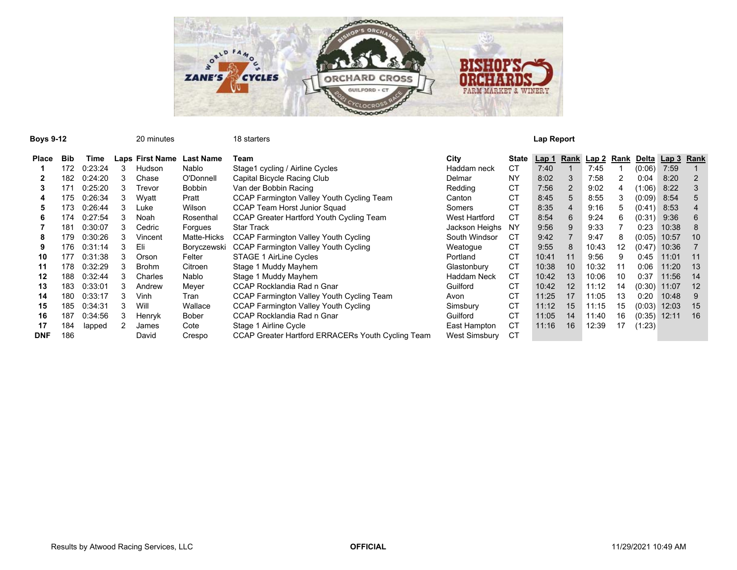**Boys 9-12** 20 minutes 18 starters **Lap Report**

| Place | Bib | Time | Laps | First Name | Last Name | Team | City | State | Lap 1 | Rank | Lap 2 | Rank | Delta | Lap 3 | Rank |
|---|---|---|---|---|---|---|---|---|---|---|---|---|---|---|---|
| **1** | 172 | 0:23:24 | 3 | Hudson | Nablo | Stage1 cycling / Airline Cycles | Haddam neck | CT | 7:40 | 1 | 7:45 | 1 | (0:06) | 7:59 | 1 |
| **2** | 182 | 0:24:20 | 3 | Chase | O'Donnell | Capital Bicycle Racing Club | Delmar | NY | 8:02 | 3 | 7:58 | 2 | 0:04 | 8:20 | 2 |
| **3** | 171 | 0:25:20 | 3 | Trevor | Bobbin | Van der Bobbin Racing | Redding | CT | 7:56 | 2 | 9:02 | 4 | (1:06) | 8:22 | 3 |
| **4** | 175 | 0:26:34 | 3 | Wyatt | Pratt | CCAP Farmington Valley Youth Cycling Team | Canton | CT | 8:45 | 5 | 8:55 | 3 | (0:09) | 8:54 | 5 |
| **5** | 173 | 0:26:44 | 3 | Luke | Wilson | CCAP Team Horst Junior Squad | Somers | CT | 8:35 | 4 | 9:16 | 5 | (0:41) | 8:53 | 4 |
| **6** | 174 | 0:27:54 | 3 | Noah | Rosenthal | CCAP Greater Hartford Youth Cycling Team | West Hartford | CT | 8:54 | 6 | 9:24 | 6 | (0:31) | 9:36 | 6 |
| **7** | 181 | 0:30:07 | 3 | Cedric | Forgues | Star Track | Jackson Heighs | NY | 9:56 | 9 | 9:33 | 7 | 0:23 | 10:38 | 8 |
| **8** | 179 | 0:30:26 | 3 | Vincent | Matte-Hicks | CCAP Farmington Valley Youth Cycling | South Windsor | CT | 9:42 | 7 | 9:47 | 8 | (0:05) | 10:57 | 10 |
| **9** | 176 | 0:31:14 | 3 | Eli | Boryczewski | CCAP Farmington Valley Youth Cycling | Weatogue | CT | 9:55 | 8 | 10:43 | 12 | (0:47) | 10:36 | 7 |
| **10** | 177 | 0:31:38 | 3 | Orson | Felter | STAGE 1 AirLine Cycles | Portland | CT | 10:41 | 11 | 9:56 | 9 | 0:45 | 11:01 | 11 |
| **11** | 178 | 0:32:29 | 3 | Brohm | Citroen | Stage 1 Muddy Mayhem | Glastonbury | CT | 10:38 | 10 | 10:32 | 11 | 0:06 | 11:20 | 13 |
| **12** | 188 | 0:32:44 | 3 | Charles | Nablo | Stage 1 Muddy Mayhem | Haddam Neck | CT | 10:42 | 13 | 10:06 | 10 | 0:37 | 11:56 | 14 |
| **13** | 183 | 0:33:01 | 3 | Andrew | Meyer | CCAP Rocklandia Rad n Gnar | Guilford | CT | 10:42 | 12 | 11:12 | 14 | (0:30) | 11:07 | 12 |
| **14** | 180 | 0:33:17 | 3 | Vinh | Tran | CCAP Farmington Valley Youth Cycling Team | Avon | CT | 11:25 | 17 | 11:05 | 13 | 0:20 | 10:48 | 9 |
| **15** | 185 | 0:34:31 | 3 | Will | Wallace | CCAP Farmington Valley Youth Cycling | Simsbury | CT | 11:12 | 15 | 11:15 | 15 | (0:03) | 12:03 | 15 |
| **16** | 187 | 0:34:56 | 3 | Henryk | Bober | CCAP Rocklandia Rad n Gnar | Guilford | CT | 11:05 | 14 | 11:40 | 16 | (0:35) | 12:11 | 16 |
| **17** | 184 | lapped | 2 | James | Cote | Stage 1 Airline Cycle | East Hampton | CT | 11:16 | 16 | 12:39 | 17 | (1:23) | | |
| **DNF** | 186 | | | David | Crespo | CCAP Greater Hartford ERRACERs Youth Cycling Team | West Simsbury | CT | | | | | | | |

Results by Atwood Racing Services, LLC **OFFICIAL** 11/29/2021 10:49 AM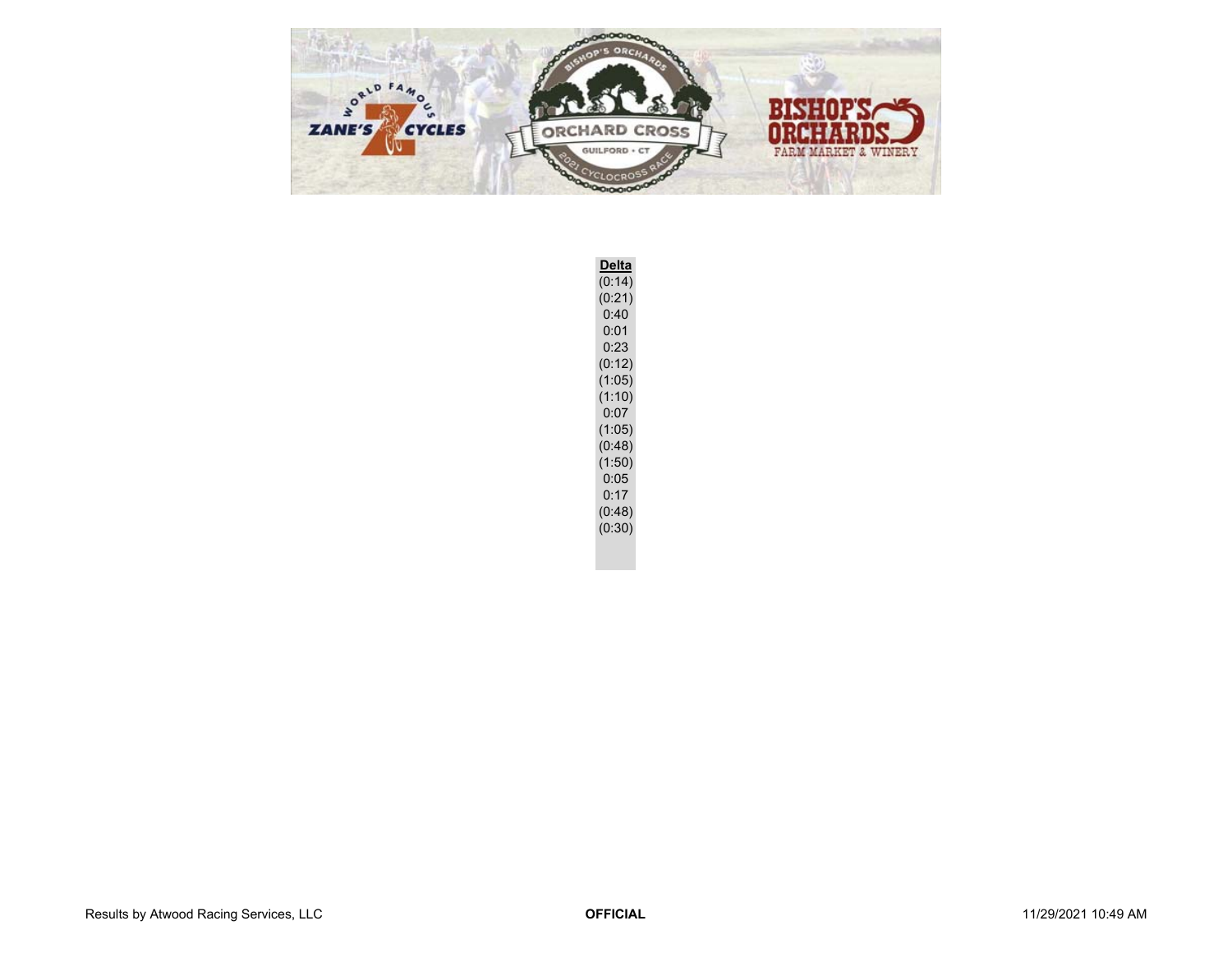| Delta |
| --- |
| (0:14) |
| (0:21) |
| 0:40 |
| 0:01 |
| 0:23 |
| (0:12) |
| (1:05) |
| (1:10) |
| 0:07 |
| (1:05) |
| (0:48) |
| (1:50) |
| 0:05 |
| 0:17 |
| (0:48) |
| (0:30) |

Results by Atwood Racing Services, LLC | **OFFICIAL** | 11/29/2021 10:49 AM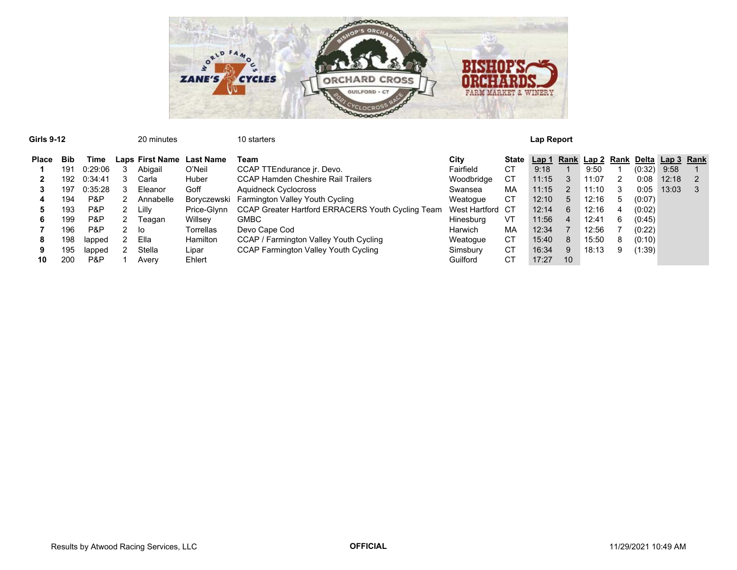**Girls 9-12** 20 minutes 10 starters **Lap Report**

| Place | Bib | Time | Laps | First Name | Last Name | Team | City | State | Lap 1 | Rank | Lap 2 | Rank | Delta | Lap 3 | Rank |
|---|---|---|---|---|---|---|---|---|---|---|---|---|---|---|---|
| 1 | 191 | 0:29:06 | 3 | Abigail | O'Neil | CCAP TTEndurance jr. Devo. | Fairfield | CT | 9:18 | 1 | 9:50 | 1 | (0:32) | 9:58 | 1 |
| 2 | 192 | 0:34:41 | 3 | Carla | Huber | CCAP Hamden Cheshire Rail Trailers | Woodbridge | CT | 11:15 | 3 | 11:07 | 2 | 0:08 | 12:18 | 2 |
| 3 | 197 | 0:35:28 | 3 | Eleanor | Goff | Aquidneck Cyclocross | Swansea | MA | 11:15 | 2 | 11:10 | 3 | 0:05 | 13:03 | 3 |
| 4 | 194 | P&P | 2 | Annabelle | Boryczewski | Farmington Valley Youth Cycling | Weatogue | CT | 12:10 | 5 | 12:16 | 5 | (0:07) | | |
| 5 | 193 | P&P | 2 | Lilly | Price-Glynn | CCAP Greater Hartford ERRACERS Youth Cycling Team | West Hartford | CT | 12:14 | 6 | 12:16 | 4 | (0:02) | | |
| 6 | 199 | P&P | 2 | Teagan | Willsey | GMBC | Hinesburg | VT | 11:56 | 4 | 12:41 | 6 | (0:45) | | |
| 7 | 196 | P&P | 2 | Io | Torrellas | Devo Cape Cod | Harwich | MA | 12:34 | 7 | 12:56 | 7 | (0:22) | | |
| 8 | 198 | lapped | 2 | Ella | Hamilton | CCAP / Farmington Valley Youth Cycling | Weatogue | CT | 15:40 | 8 | 15:50 | 8 | (0:10) | | |
| 9 | 195 | lapped | 2 | Stella | Lipar | CCAP Farmington Valley Youth Cycling | Simsbury | CT | 16:34 | 9 | 18:13 | 9 | (1:39) | | |
| 10 | 200 | P&P | 1 | Avery | Ehlert | | Guilford | CT | 17:27 | 10 | | | | | |

Results by Atwood Racing Services, LLC **OFFICIAL** 11/29/2021 10:49 AM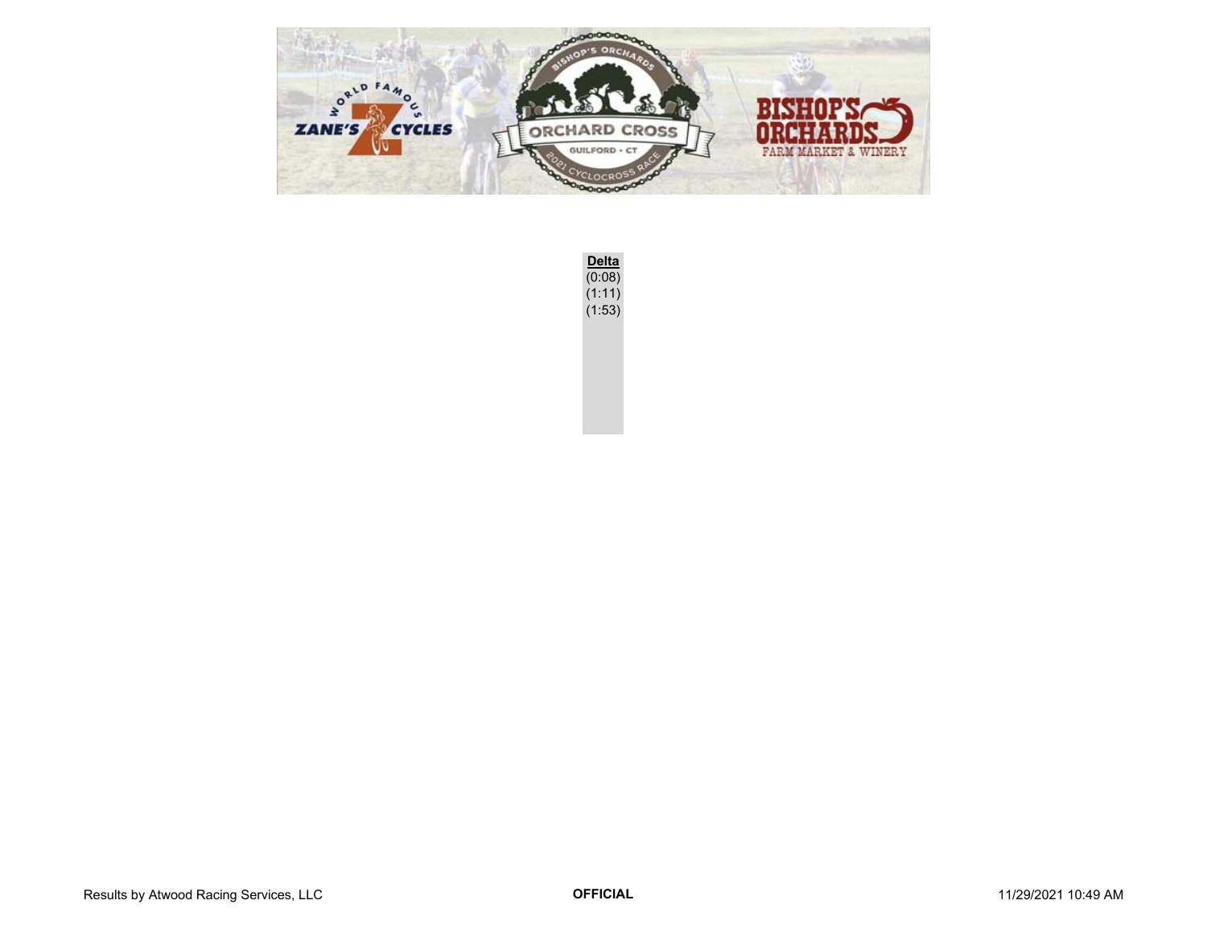| Delta |
| --- |
| (0:08) |
| (1:11) |
| (1:53) |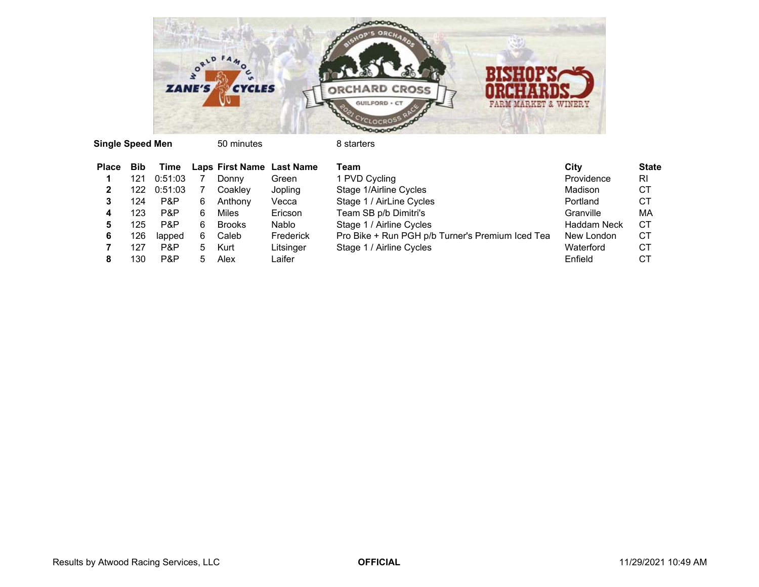**Single Speed Men** 50 minutes 8 starters

| Place | Bib | Time | Laps | First Name | Last Name | Team | City | State |
|---|---|---|---|---|---|---|---|---|
| 1 | 121 | 0:51:03 | 7 | Donny | Green | 1 PVD Cycling | Providence | RI |
| 2 | 122 | 0:51:03 | 7 | Coakley | Jopling | Stage 1/Airline Cycles | Madison | CT |
| 3 | 124 | P&P | 6 | Anthony | Vecca | Stage 1 / AirLine Cycles | Portland | CT |
| 4 | 123 | P&P | 6 | Miles | Ericson | Team SB p/b Dimitri's | Granville | MA |
| 5 | 125 | P&P | 6 | Brooks | Nablo | Stage 1 / Airline Cycles | Haddam Neck | CT |
| 6 | 126 | lapped | 6 | Caleb | Frederick | Pro Bike + Run PGH p/b Turner's Premium Iced Tea | New London | CT |
| 7 | 127 | P&P | 5 | Kurt | Litsinger | Stage 1 / Airline Cycles | Waterford | CT |
| 8 | 130 | P&P | 5 | Alex | Laifer | | Enfield | CT |

Results by Atwood Racing Services, LLC **OFFICIAL** 11/29/2021 10:49 AM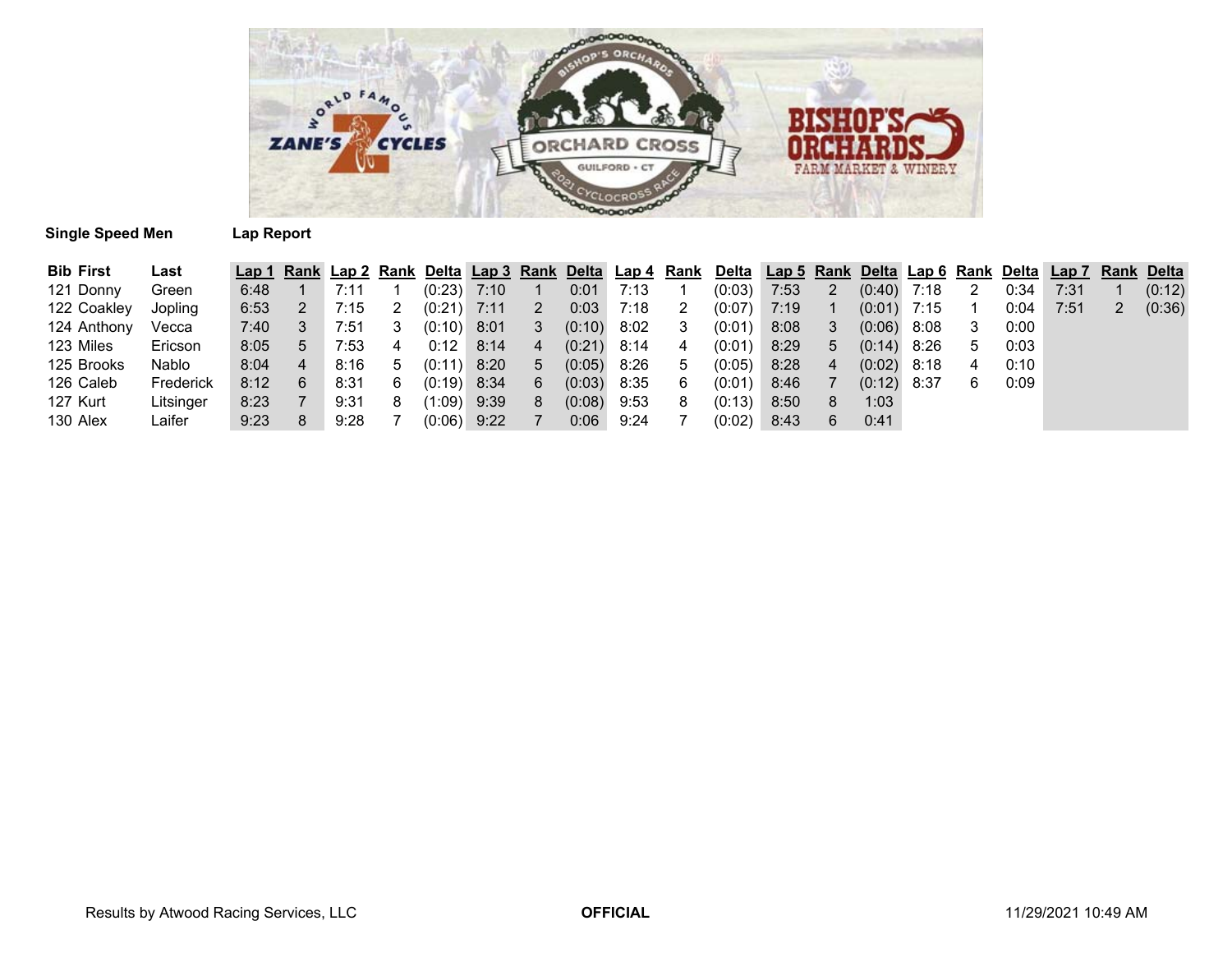**Single Speed Men** **Lap Report**

| Bib | First | Last | Lap 1 | Rank | Lap 2 | Rank | Delta | Lap 3 | Rank | Delta | Lap 4 | Rank | Delta | Lap 5 | Rank | Delta | Lap 6 | Rank | Delta | Lap 7 | Rank | Delta |
|---|---|---|---|---|---|---|---|---|---|---|---|---|---|---|---|---|---|---|---|---|---|---|
| 121 | Donny | Green | 6:48 | 1 | 7:11 | 1 | (0:23) | 7:10 | 1 | 0:01 | 7:13 | 1 | (0:03) | 7:53 | 2 | (0:40) | 7:18 | 2 | 0:34 | 7:31 | 1 | (0:12) |
| 122 | Coakley | Jopling | 6:53 | 2 | 7:15 | 2 | (0:21) | 7:11 | 2 | 0:03 | 7:18 | 2 | (0:07) | 7:19 | 1 | (0:01) | 7:15 | 1 | 0:04 | 7:51 | 2 | (0:36) |
| 124 | Anthony | Vecca | 7:40 | 3 | 7:51 | 3 | (0:10) | 8:01 | 3 | (0:10) | 8:02 | 3 | (0:01) | 8:08 | 3 | (0:06) | 8:08 | 3 | 0:00 | | | |
| 123 | Miles | Ericson | 8:05 | 5 | 7:53 | 4 | 0:12 | 8:14 | 4 | (0:21) | 8:14 | 4 | (0:01) | 8:29 | 5 | (0:14) | 8:26 | 5 | 0:03 | | | |
| 125 | Brooks | Nablo | 8:04 | 4 | 8:16 | 5 | (0:11) | 8:20 | 5 | (0:05) | 8:26 | 5 | (0:05) | 8:28 | 4 | (0:02) | 8:18 | 4 | 0:10 | | | |
| 126 | Caleb | Frederick | 8:12 | 6 | 8:31 | 6 | (0:19) | 8:34 | 6 | (0:03) | 8:35 | 6 | (0:01) | 8:46 | 7 | (0:12) | 8:37 | 6 | 0:09 | | | |
| 127 | Kurt | Litsinger | 8:23 | 7 | 9:31 | 8 | (1:09) | 9:39 | 8 | (0:08) | 9:53 | 8 | (0:13) | 8:50 | 8 | 1:03 | | | | | | |
| 130 | Alex | Laifer | 9:23 | 8 | 9:28 | 7 | (0:06) | 9:22 | 7 | 0:06 | 9:24 | 7 | (0:02) | 8:43 | 6 | 0:41 | | | | | | |

Results by Atwood Racing Services, LLC **OFFICIAL** 11/29/2021 10:49 AM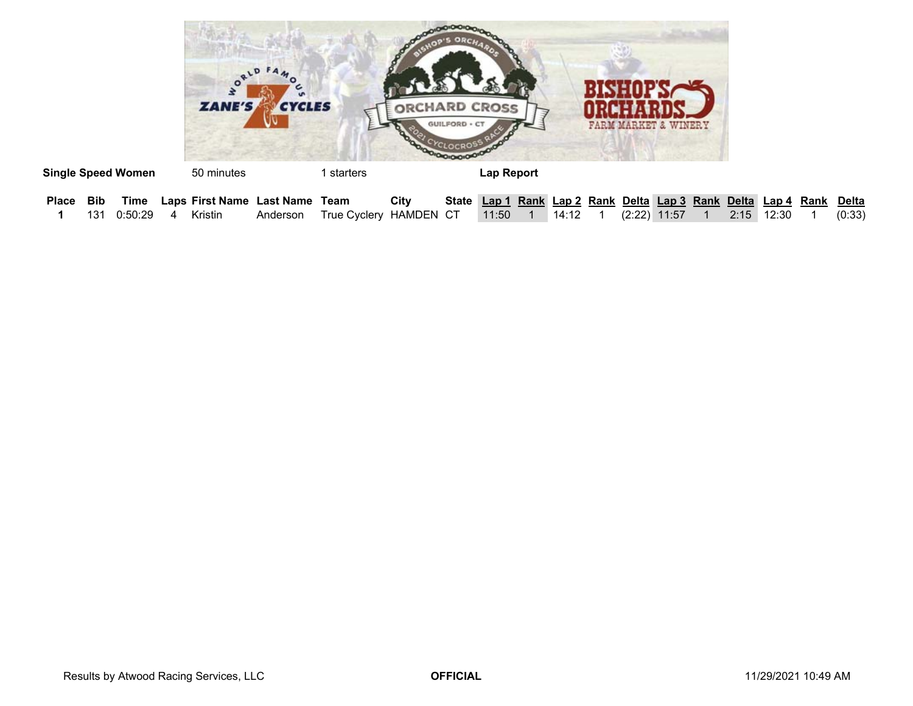**Single Speed Women** 50 minutes 1 starters **Lap Report**

| Place | Bib | Time | Laps | First Name | Last Name | Team | City | State | Lap 1 | Rank | Lap 2 | Rank | Delta | Lap 3 | Rank | Delta | Lap 4 | Rank | Delta |
|---|---|---|---|---|---|---|---|---|---|---|---|---|---|---|---|---|---|---|---|
| **1** | 131 | 0:50:29 | 4 | Kristin | Anderson | True Cyclery | HAMDEN | CT | 11:50 | 1 | 14:12 | 1 | (2:22) | 11:57 | 1 | 2:15 | 12:30 | 1 | (0:33) |

Results by Atwood Racing Services, LLC **OFFICIAL** 11/29/2021 10:49 AM